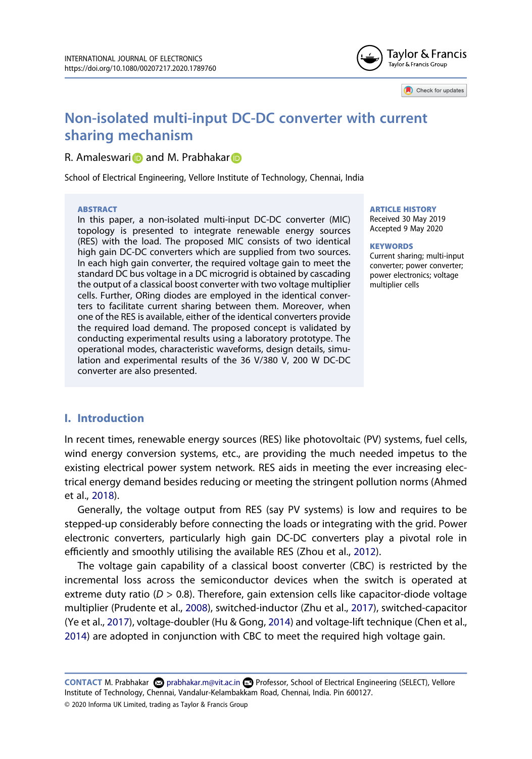# Non-isolated multi-input DC-DC converter with current sharing mechanism

R. Amaleswari and M. Prabhakar

School of Electrical Engineering, Vellore Institute of Technology, Chennai, India

## ABSTRACT

In this paper, a non-isolated multi-input DC-DC converter (MIC) topology is presented to integrate renewable energy sources (RES) with the load. The proposed MIC consists of two identical high gain DC-DC converters which are supplied from two sources. In each high gain converter, the required voltage gain to meet the standard DC bus voltage in a DC microgrid is obtained by cascading the output of a classical boost converter with two voltage multiplier cells. Further, ORing diodes are employed in the identical converters to facilitate current sharing between them. Moreover, when one of the RES is available, either of the identical converters provide the required load demand. The proposed concept is validated by conducting experimental results using a laboratory prototype. The operational modes, characteristic waveforms, design details, simulation and experimental results of the 36 V/380 V, 200 W DC-DC converter are also presented.

**ARTICLE HISTORY**

Received 30 May 2019
Accepted 9 May 2020

**KEYWORDS**

Current sharing; multi-input converter; power converter; power electronics; voltage multiplier cells

## I. Introduction

In recent times, renewable energy sources (RES) like photovoltaic (PV) systems, fuel cells, wind energy conversion systems, etc., are providing the much needed impetus to the existing electrical power system network. RES aids in meeting the ever increasing electrical energy demand besides reducing or meeting the stringent pollution norms (Ahmed et al., 2018).

Generally, the voltage output from RES (say PV systems) is low and requires to be stepped-up considerably before connecting the loads or integrating with the grid. Power electronic converters, particularly high gain DC-DC converters play a pivotal role in efficiently and smoothly utilising the available RES (Zhou et al., 2012).

The voltage gain capability of a classical boost converter (CBC) is restricted by the incremental loss across the semiconductor devices when the switch is operated at extreme duty ratio ($D > 0.8$). Therefore, gain extension cells like capacitor-diode voltage multiplier (Prudente et al., 2008), switched-inductor (Zhu et al., 2017), switched-capacitor (Ye et al., 2017), voltage-doubler (Hu & Gong, 2014) and voltage-lift technique (Chen et al., 2014) are adopted in conjunction with CBC to meet the required high voltage gain.

**CONTACT** M. Prabhakar prabhakar.m@vit.ac.in Professor, School of Electrical Engineering (SELECT), Vellore Institute of Technology, Chennai, Vandalur-Kelambakkam Road, Chennai, India. Pin 600127.

© 2020 Informa UK Limited, trading as Taylor & Francis Group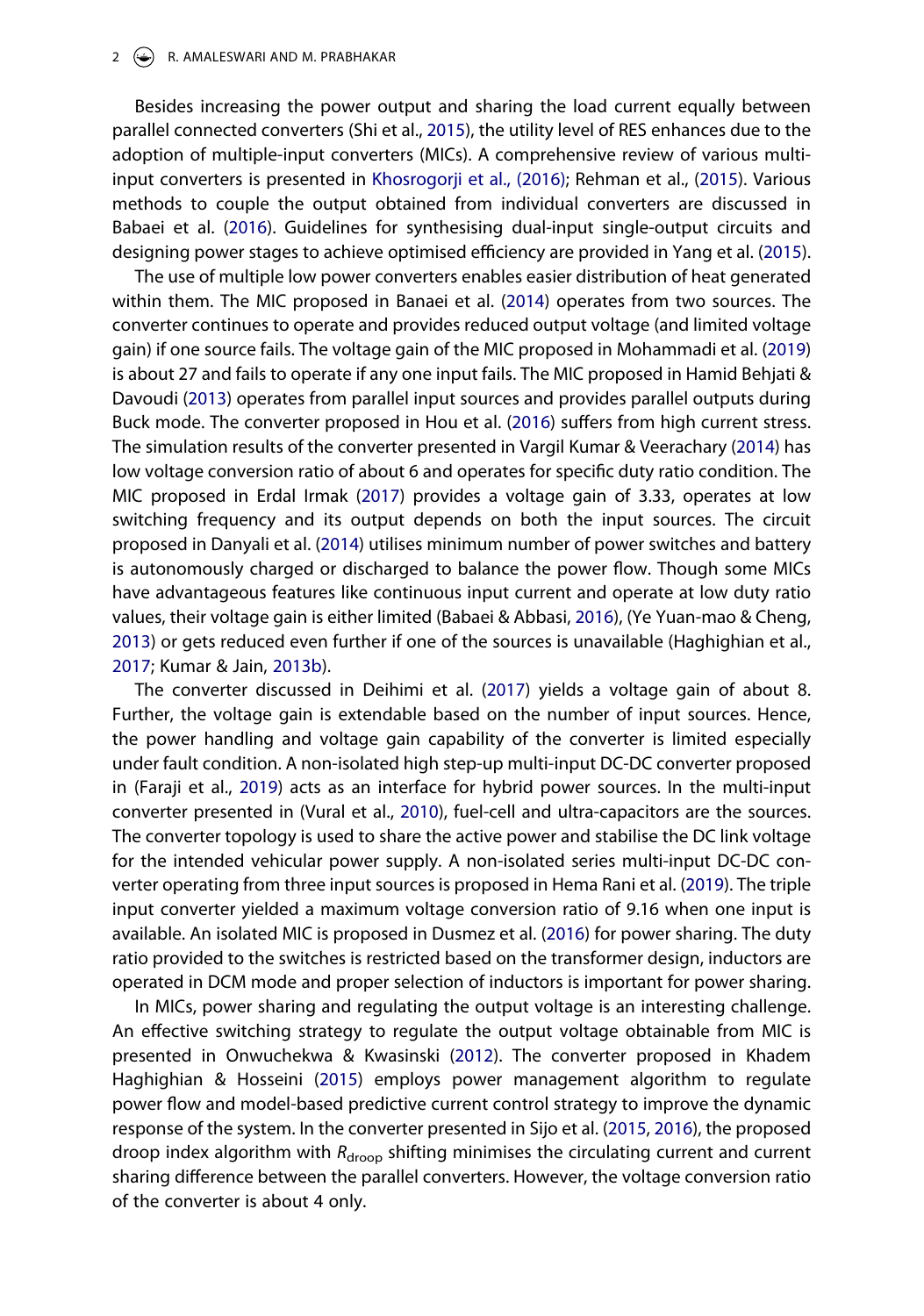Besides increasing the power output and sharing the load current equally between parallel connected converters (Shi et al., 2015), the utility level of RES enhances due to the adoption of multiple-input converters (MICs). A comprehensive review of various multi-input converters is presented in Khosrogorji et al., (2016); Rehman et al., (2015). Various methods to couple the output obtained from individual converters are discussed in Babaei et al. (2016). Guidelines for synthesising dual-input single-output circuits and designing power stages to achieve optimised efficiency are provided in Yang et al. (2015).

The use of multiple low power converters enables easier distribution of heat generated within them. The MIC proposed in Banaei et al. (2014) operates from two sources. The converter continues to operate and provides reduced output voltage (and limited voltage gain) if one source fails. The voltage gain of the MIC proposed in Mohammadi et al. (2019) is about 27 and fails to operate if any one input fails. The MIC proposed in Hamid Behjati & Davoudi (2013) operates from parallel input sources and provides parallel outputs during Buck mode. The converter proposed in Hou et al. (2016) suffers from high current stress. The simulation results of the converter presented in Vargil Kumar & Veerachary (2014) has low voltage conversion ratio of about 6 and operates for specific duty ratio condition. The MIC proposed in Erdal Irmak (2017) provides a voltage gain of 3.33, operates at low switching frequency and its output depends on both the input sources. The circuit proposed in Danyali et al. (2014) utilises minimum number of power switches and battery is autonomously charged or discharged to balance the power flow. Though some MICs have advantageous features like continuous input current and operate at low duty ratio values, their voltage gain is either limited (Babaei & Abbasi, 2016), (Ye Yuan-mao & Cheng, 2013) or gets reduced even further if one of the sources is unavailable (Haghighian et al., 2017; Kumar & Jain, 2013b).

The converter discussed in Deihimi et al. (2017) yields a voltage gain of about 8. Further, the voltage gain is extendable based on the number of input sources. Hence, the power handling and voltage gain capability of the converter is limited especially under fault condition. A non-isolated high step-up multi-input DC-DC converter proposed in (Faraji et al., 2019) acts as an interface for hybrid power sources. In the multi-input converter presented in (Vural et al., 2010), fuel-cell and ultra-capacitors are the sources. The converter topology is used to share the active power and stabilise the DC link voltage for the intended vehicular power supply. A non-isolated series multi-input DC-DC converter operating from three input sources is proposed in Hema Rani et al. (2019). The triple input converter yielded a maximum voltage conversion ratio of 9.16 when one input is available. An isolated MIC is proposed in Dusmez et al. (2016) for power sharing. The duty ratio provided to the switches is restricted based on the transformer design, inductors are operated in DCM mode and proper selection of inductors is important for power sharing.

In MICs, power sharing and regulating the output voltage is an interesting challenge. An effective switching strategy to regulate the output voltage obtainable from MIC is presented in Onwuchekwa & Kwasinski (2012). The converter proposed in Khadem Haghighian & Hosseini (2015) employs power management algorithm to regulate power flow and model-based predictive current control strategy to improve the dynamic response of the system. In the converter presented in Sijo et al. (2015, 2016), the proposed droop index algorithm with $R_{droop}$ shifting minimises the circulating current and current sharing difference between the parallel converters. However, the voltage conversion ratio of the converter is about 4 only.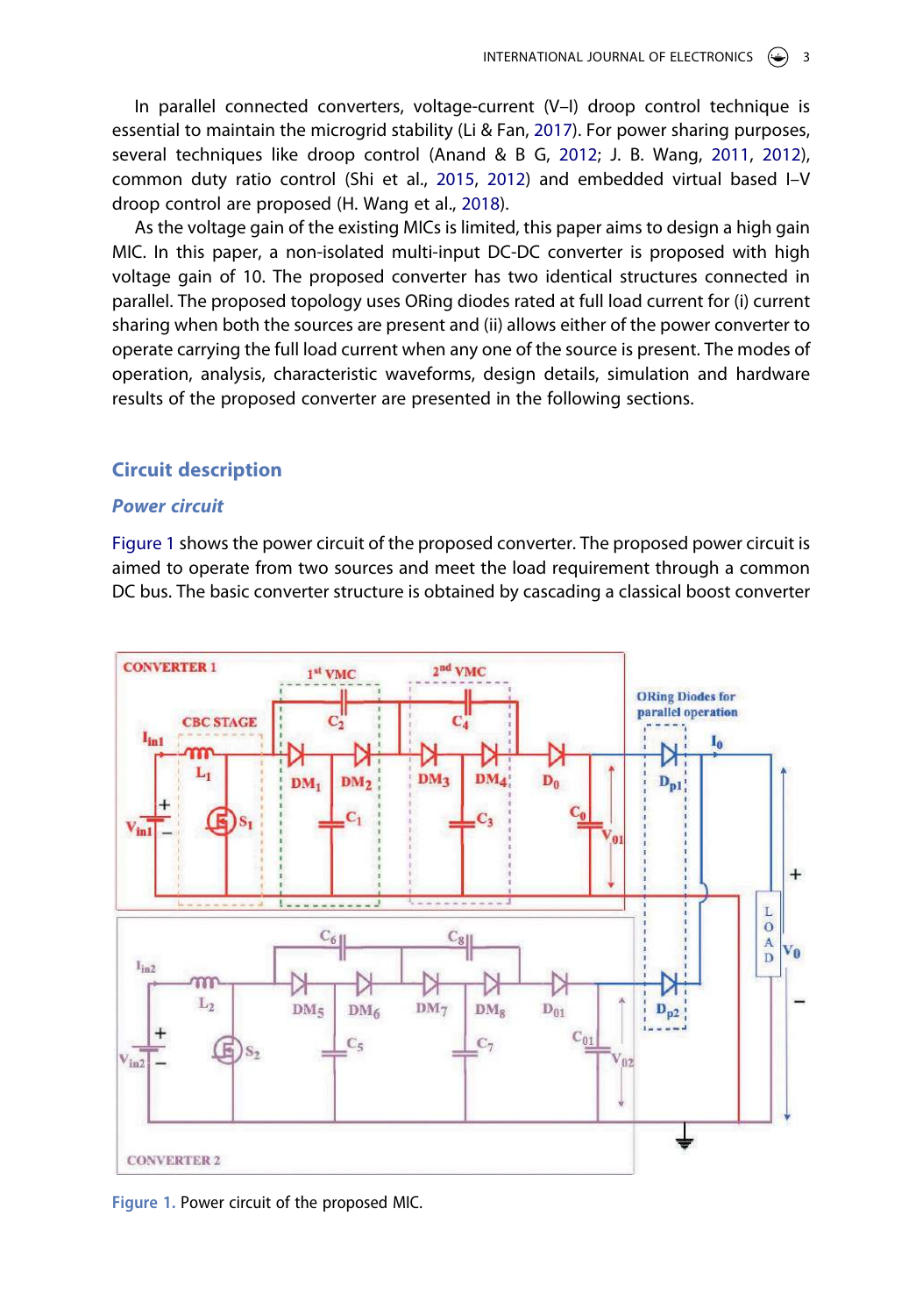In parallel connected converters, voltage-current (V–I) droop control technique is essential to maintain the microgrid stability (Li & Fan, 2017). For power sharing purposes, several techniques like droop control (Anand & B G, 2012; J. B. Wang, 2011, 2012), common duty ratio control (Shi et al., 2015, 2012) and embedded virtual based I–V droop control are proposed (H. Wang et al., 2018).

As the voltage gain of the existing MICs is limited, this paper aims to design a high gain MIC. In this paper, a non-isolated multi-input DC-DC converter is proposed with high voltage gain of 10. The proposed converter has two identical structures connected in parallel. The proposed topology uses ORing diodes rated at full load current for (i) current sharing when both the sources are present and (ii) allows either of the power converter to operate carrying the full load current when any one of the source is present. The modes of operation, analysis, characteristic waveforms, design details, simulation and hardware results of the proposed converter are presented in the following sections.

## Circuit description

### *Power circuit*

Figure 1 shows the power circuit of the proposed converter. The proposed power circuit is aimed to operate from two sources and meet the load requirement through a common DC bus. The basic converter structure is obtained by cascading a classical boost converter

Figure 1. Power circuit of the proposed MIC.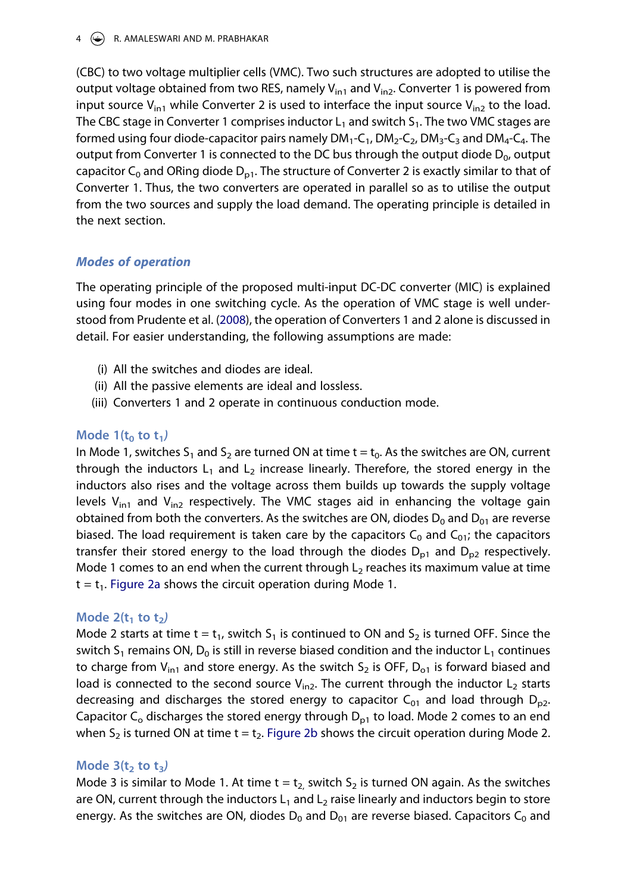(CBC) to two voltage multiplier cells (VMC). Two such structures are adopted to utilise the output voltage obtained from two RES, namely $V_{in1}$ and $V_{in2}$. Converter 1 is powered from input source $V_{in1}$ while Converter 2 is used to interface the input source $V_{in2}$ to the load. The CBC stage in Converter 1 comprises inductor $L_1$ and switch $S_1$. The two VMC stages are formed using four diode-capacitor pairs namely $DM_1$-$C_1$, $DM_2$-$C_2$, $DM_3$-$C_3$ and $DM_4$-$C_4$. The output from Converter 1 is connected to the DC bus through the output diode $D_0$, output capacitor $C_0$ and ORing diode $D_{p1}$. The structure of Converter 2 is exactly similar to that of Converter 1. Thus, the two converters are operated in parallel so as to utilise the output from the two sources and supply the load demand. The operating principle is detailed in the next section.

### *Modes of operation*

The operating principle of the proposed multi-input DC-DC converter (MIC) is explained using four modes in one switching cycle. As the operation of VMC stage is well understood from Prudente et al. (2008), the operation of Converters 1 and 2 alone is discussed in detail. For easier understanding, the following assumptions are made:

(i) All the switches and diodes are ideal.
(ii) All the passive elements are ideal and lossless.
(iii) Converters 1 and 2 operate in continuous conduction mode.

#### Mode 1($t_0$ to $t_1$)

In Mode 1, switches $S_1$ and $S_2$ are turned ON at time $t = t_0$. As the switches are ON, current through the inductors $L_1$ and $L_2$ increase linearly. Therefore, the stored energy in the inductors also rises and the voltage across them builds up towards the supply voltage levels $V_{in1}$ and $V_{in2}$ respectively. The VMC stages aid in enhancing the voltage gain obtained from both the converters. As the switches are ON, diodes $D_0$ and $D_{01}$ are reverse biased. The load requirement is taken care by the capacitors $C_0$ and $C_{01}$; the capacitors transfer their stored energy to the load through the diodes $D_{p1}$ and $D_{p2}$ respectively. Mode 1 comes to an end when the current through $L_2$ reaches its maximum value at time $t = t_1$. Figure 2a shows the circuit operation during Mode 1.

#### Mode 2($t_1$ to $t_2$)

Mode 2 starts at time $t = t_1$, switch $S_1$ is continued to ON and $S_2$ is turned OFF. Since the switch $S_1$ remains ON, $D_0$ is still in reverse biased condition and the inductor $L_1$ continues to charge from $V_{in1}$ and store energy. As the switch $S_2$ is OFF, $D_{01}$ is forward biased and load is connected to the second source $V_{in2}$. The current through the inductor $L_2$ starts decreasing and discharges the stored energy to capacitor $C_{01}$ and load through $D_{p2}$. Capacitor $C_o$ discharges the stored energy through $D_{p1}$ to load. Mode 2 comes to an end when $S_2$ is turned ON at time $t = t_2$. Figure 2b shows the circuit operation during Mode 2.

#### Mode 3($t_2$ to $t_3$)

Mode 3 is similar to Mode 1. At time $t = t_2$, switch $S_2$ is turned ON again. As the switches are ON, current through the inductors $L_1$ and $L_2$ raise linearly and inductors begin to store energy. As the switches are ON, diodes $D_0$ and $D_{01}$ are reverse biased. Capacitors $C_0$ and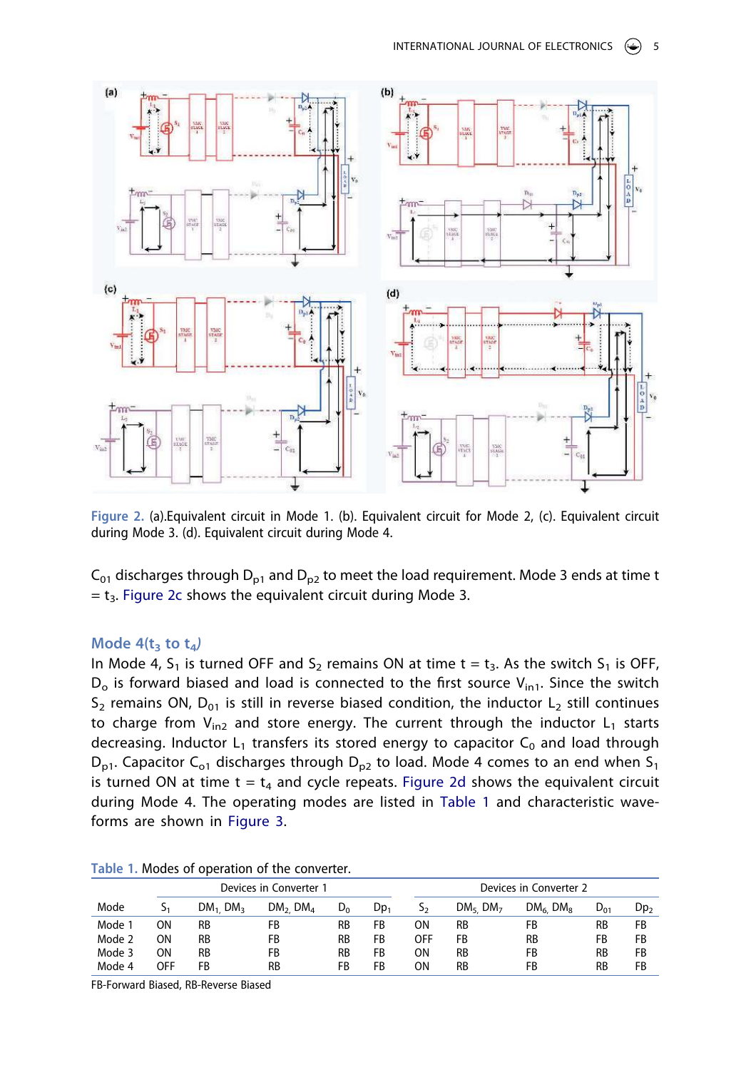Figure 2. (a).Equivalent circuit in Mode 1. (b). Equivalent circuit for Mode 2, (c). Equivalent circuit during Mode 3. (d). Equivalent circuit during Mode 4.

$C_{01}$ discharges through $D_{p1}$ and $D_{p2}$ to meet the load requirement. Mode 3 ends at time t = $t_3$. Figure 2c shows the equivalent circuit during Mode 3.

### Mode 4($t_3$ to $t_4$)

In Mode 4, $S_1$ is turned OFF and $S_2$ remains ON at time t = $t_3$. As the switch $S_1$ is OFF, $D_o$ is forward biased and load is connected to the first source $V_{in1}$. Since the switch $S_2$ remains ON, $D_{01}$ is still in reverse biased condition, the inductor $L_2$ still continues to charge from $V_{in2}$ and store energy. The current through the inductor $L_1$ starts decreasing. Inductor $L_1$ transfers its stored energy to capacitor $C_0$ and load through $D_{p1}$. Capacitor $C_{o1}$ discharges through $D_{p2}$ to load. Mode 4 comes to an end when $S_1$ is turned ON at time t = $t_4$ and cycle repeats. Figure 2d shows the equivalent circuit during Mode 4. The operating modes are listed in Table 1 and characteristic wave-forms are shown in Figure 3.

Table 1. Modes of operation of the converter.

| | Devices in Converter 1 | | | | | Devices in Converter 2 | | | | |
|---|---|---|---|---|---|---|---|---|---|---|
| Mode | $S_1$ | $DM_1$, $DM_3$ | $DM_2$, $DM_4$ | $D_o$ | $Dp_1$ | $S_2$ | $DM_5$, $DM_7$ | $DM_6$, $DM_8$ | $D_{01}$ | $Dp_2$ |
| Mode 1 | ON | RB | FB | RB | FB | ON | RB | FB | RB | FB |
| Mode 2 | ON | RB | FB | RB | FB | OFF | FB | RB | FB | FB |
| Mode 3 | ON | RB | FB | RB | FB | ON | RB | FB | RB | FB |
| Mode 4 | OFF | FB | RB | FB | FB | ON | RB | FB | RB | FB |

FB-Forward Biased, RB-Reverse Biased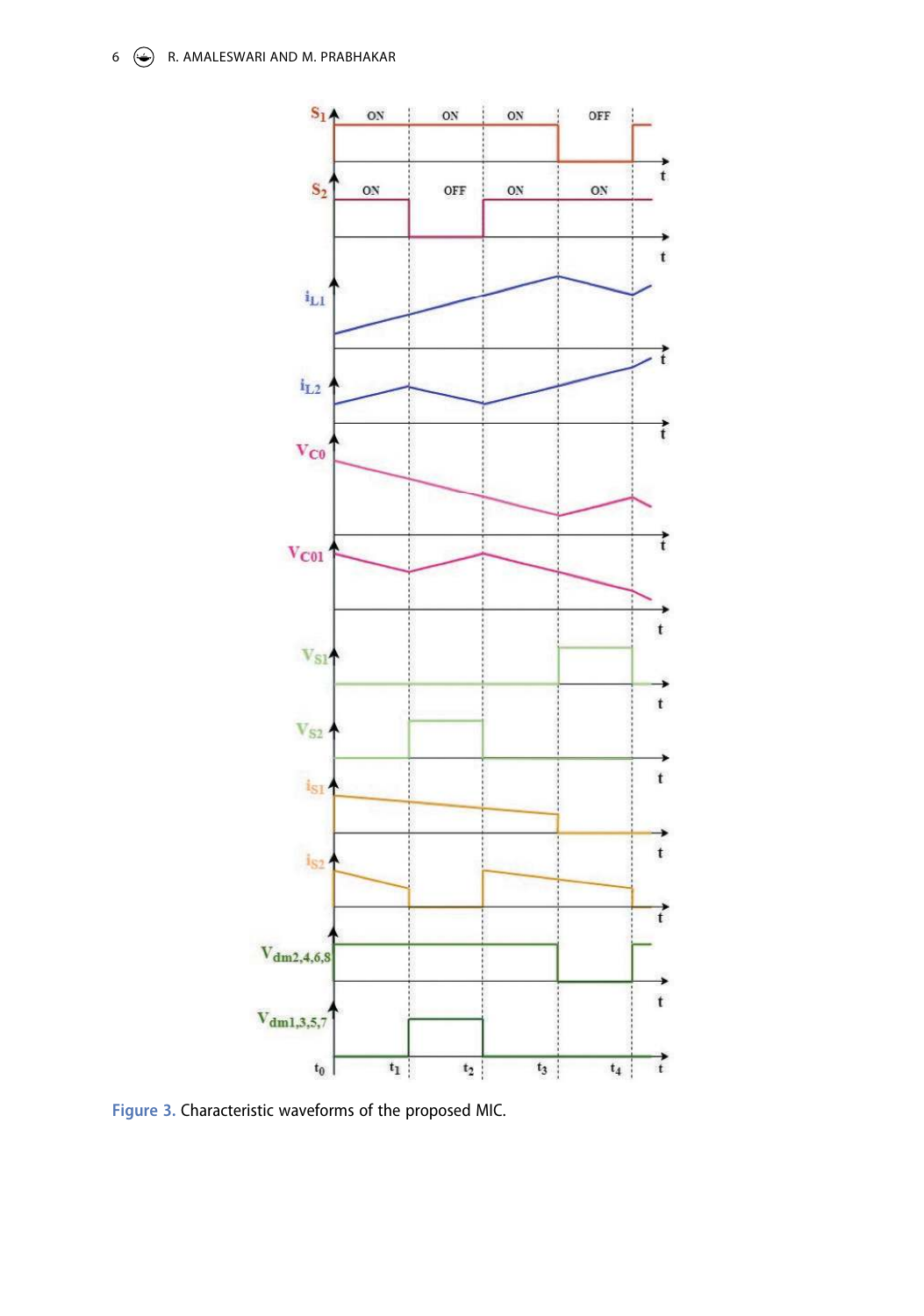Figure 3. Characteristic waveforms of the proposed MIC.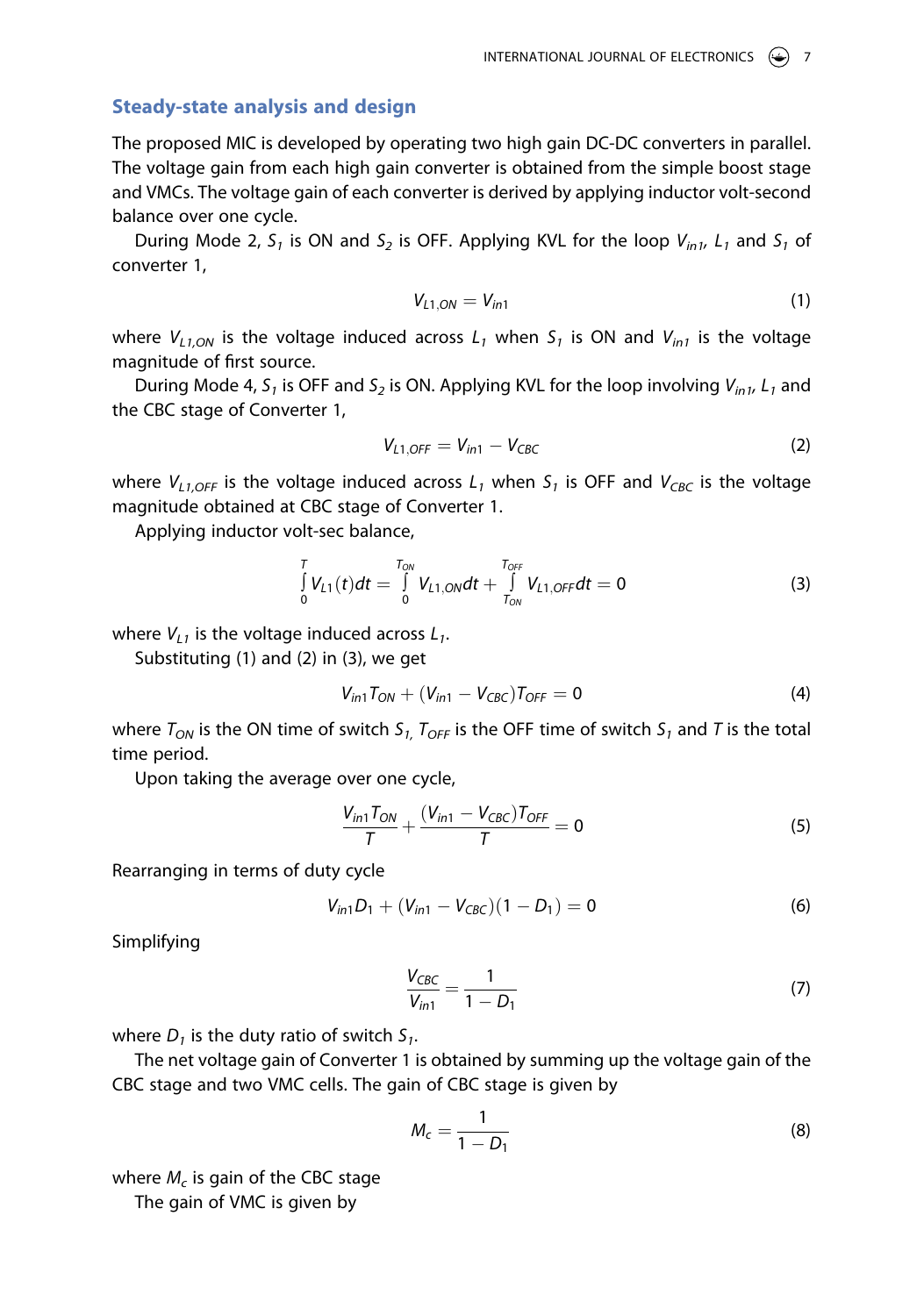## Steady-state analysis and design

The proposed MIC is developed by operating two high gain DC-DC converters in parallel. The voltage gain from each high gain converter is obtained from the simple boost stage and VMCs. The voltage gain of each converter is derived by applying inductor volt-second balance over one cycle.

During Mode 2, $S_1$ is ON and $S_2$ is OFF. Applying KVL for the loop $V_{in1}$, $L_1$ and $S_1$ of converter 1,

$$V_{L1,ON} = V_{in1} \tag{1}$$

where $V_{L1,ON}$ is the voltage induced across $L_1$ when $S_1$ is ON and $V_{in1}$ is the voltage magnitude of first source.

During Mode 4, $S_1$ is OFF and $S_2$ is ON. Applying KVL for the loop involving $V_{in1}$, $L_1$ and the CBC stage of Converter 1,

$$V_{L1,OFF} = V_{in1} - V_{CBC} \tag{2}$$

where $V_{L1,OFF}$ is the voltage induced across $L_1$ when $S_1$ is OFF and $V_{CBC}$ is the voltage magnitude obtained at CBC stage of Converter 1.

Applying inductor volt-sec balance,

$$\int_0^T V_{L1}(t)dt = \int_0^{T_{ON}} V_{L1,ON}dt + \int_{T_{ON}}^{T_{OFF}} V_{L1,OFF}dt = 0 \tag{3}$$

where $V_{L1}$ is the voltage induced across $L_1$.

Substituting (1) and (2) in (3), we get

$$V_{in1}T_{ON} + (V_{in1} - V_{CBC})T_{OFF} = 0 \tag{4}$$

where $T_{ON}$ is the ON time of switch $S_1$, $T_{OFF}$ is the OFF time of switch $S_1$ and $T$ is the total time period.

Upon taking the average over one cycle,

$$\frac{V_{in1}T_{ON}}{T} + \frac{(V_{in1} - V_{CBC})T_{OFF}}{T} = 0 \tag{5}$$

Rearranging in terms of duty cycle

$$V_{in1}D_1 + (V_{in1} - V_{CBC})(1 - D_1) = 0 \tag{6}$$

Simplifying

$$\frac{V_{CBC}}{V_{in1}} = \frac{1}{1 - D_1} \tag{7}$$

where $D_1$ is the duty ratio of switch $S_1$.

The net voltage gain of Converter 1 is obtained by summing up the voltage gain of the CBC stage and two VMC cells. The gain of CBC stage is given by

$$M_c = \frac{1}{1 - D_1} \tag{8}$$

where $M_c$ is gain of the CBC stage

The gain of VMC is given by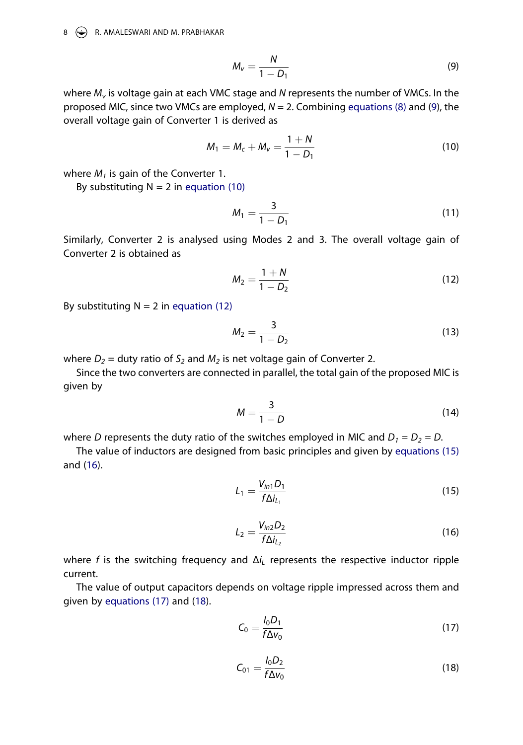$$M_v = \frac{N}{1 - D_1} \tag{9}$$

where $M_v$ is voltage gain at each VMC stage and $N$ represents the number of VMCs. In the proposed MIC, since two VMCs are employed, $N = 2$. Combining equations (8) and (9), the overall voltage gain of Converter 1 is derived as

$$M_1 = M_c + M_v = \frac{1 + N}{1 - D_1} \tag{10}$$

where $M_1$ is gain of the Converter 1.

By substituting N = 2 in equation (10)

$$M_1 = \frac{3}{1 - D_1} \tag{11}$$

Similarly, Converter 2 is analysed using Modes 2 and 3. The overall voltage gain of Converter 2 is obtained as

$$M_2 = \frac{1 + N}{1 - D_2} \tag{12}$$

By substituting N = 2 in equation (12)

$$M_2 = \frac{3}{1 - D_2} \tag{13}$$

where $D_2$ = duty ratio of $S_2$ and $M_2$ is net voltage gain of Converter 2.

Since the two converters are connected in parallel, the total gain of the proposed MIC is given by

$$M = \frac{3}{1 - D} \tag{14}$$

where $D$ represents the duty ratio of the switches employed in MIC and $D_1 = D_2 = D$.

The value of inductors are designed from basic principles and given by equations (15) and (16).

$$L_1 = \frac{V_{in1} D_1}{f \Delta i_{L_1}} \tag{15}$$

$$L_2 = \frac{V_{in2} D_2}{f \Delta i_{L_2}} \tag{16}$$

where $f$ is the switching frequency and $\Delta i_L$ represents the respective inductor ripple current.

The value of output capacitors depends on voltage ripple impressed across them and given by equations (17) and (18).

$$C_0 = \frac{I_0 D_1}{f \Delta v_0} \tag{17}$$

$$C_{01} = \frac{I_0 D_2}{f \Delta v_0} \tag{18}$$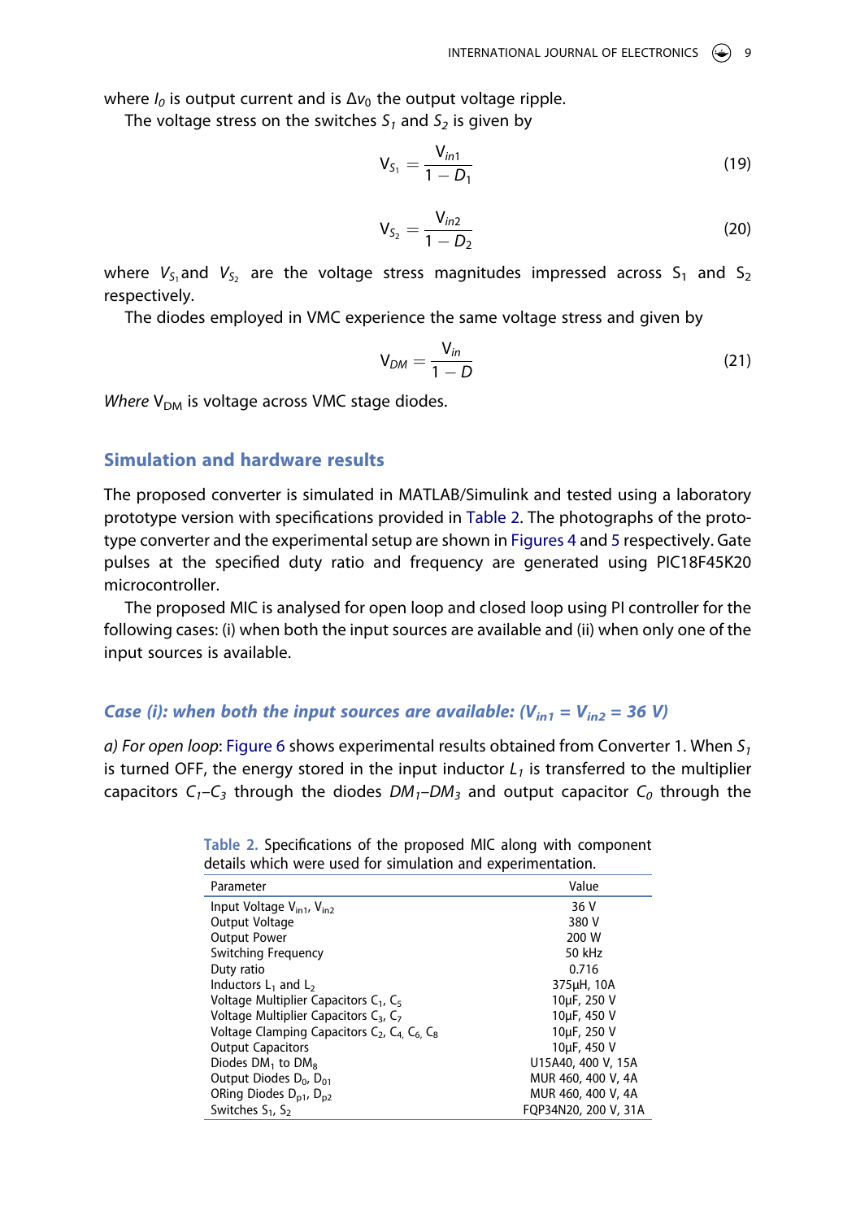where $I_0$ is output current and is $\Delta v_0$ the output voltage ripple.

The voltage stress on the switches $S_1$ and $S_2$ is given by

$$V_{S_1} = \frac{V_{in1}}{1 - D_1} \tag{19}$$

$$V_{S_2} = \frac{V_{in2}}{1 - D_2} \tag{20}$$

where $V_{S_1}$ and $V_{S_2}$ are the voltage stress magnitudes impressed across $S_1$ and $S_2$ respectively.

The diodes employed in VMC experience the same voltage stress and given by

$$V_{DM} = \frac{V_{in}}{1 - D} \tag{21}$$

*Where* $V_{DM}$ is voltage across VMC stage diodes.

## Simulation and hardware results

The proposed converter is simulated in MATLAB/Simulink and tested using a laboratory prototype version with specifications provided in Table 2. The photographs of the prototype converter and the experimental setup are shown in Figures 4 and 5 respectively. Gate pulses at the specified duty ratio and frequency are generated using PIC18F45K20 microcontroller.

The proposed MIC is analysed for open loop and closed loop using PI controller for the following cases: (i) when both the input sources are available and (ii) when only one of the input sources is available.

### *Case (i): when both the input sources are available: ($V_{in1} = V_{in2} = 36$ V)*

*a) For open loop*: Figure 6 shows experimental results obtained from Converter 1. When $S_1$ is turned OFF, the energy stored in the input inductor $L_1$ is transferred to the multiplier capacitors $C_1$–$C_3$ through the diodes $DM_1$–$DM_3$ and output capacitor $C_0$ through the

Table 2. Specifications of the proposed MIC along with component details which were used for simulation and experimentation.

| Parameter | Value |
|---|---|
| Input Voltage $V_{in1}$, $V_{in2}$ | 36 V |
| Output Voltage | 380 V |
| Output Power | 200 W |
| Switching Frequency | 50 kHz |
| Duty ratio | 0.716 |
| Inductors $L_1$ and $L_2$ | 375μH, 10A |
| Voltage Multiplier Capacitors $C_1$, $C_5$ | 10μF, 250 V |
| Voltage Multiplier Capacitors $C_3$, $C_7$ | 10μF, 450 V |
| Voltage Clamping Capacitors $C_2$, $C_4$, $C_6$, $C_8$ | 10μF, 250 V |
| Output Capacitors | 10μF, 450 V |
| Diodes $DM_1$ to $DM_8$ | U15A40, 400 V, 15A |
| Output Diodes $D_0$, $D_{01}$ | MUR 460, 400 V, 4A |
| ORing Diodes $D_{p1}$, $D_{p2}$ | MUR 460, 400 V, 4A |
| Switches $S_1$, $S_2$ | FQP34N20, 200 V, 31A |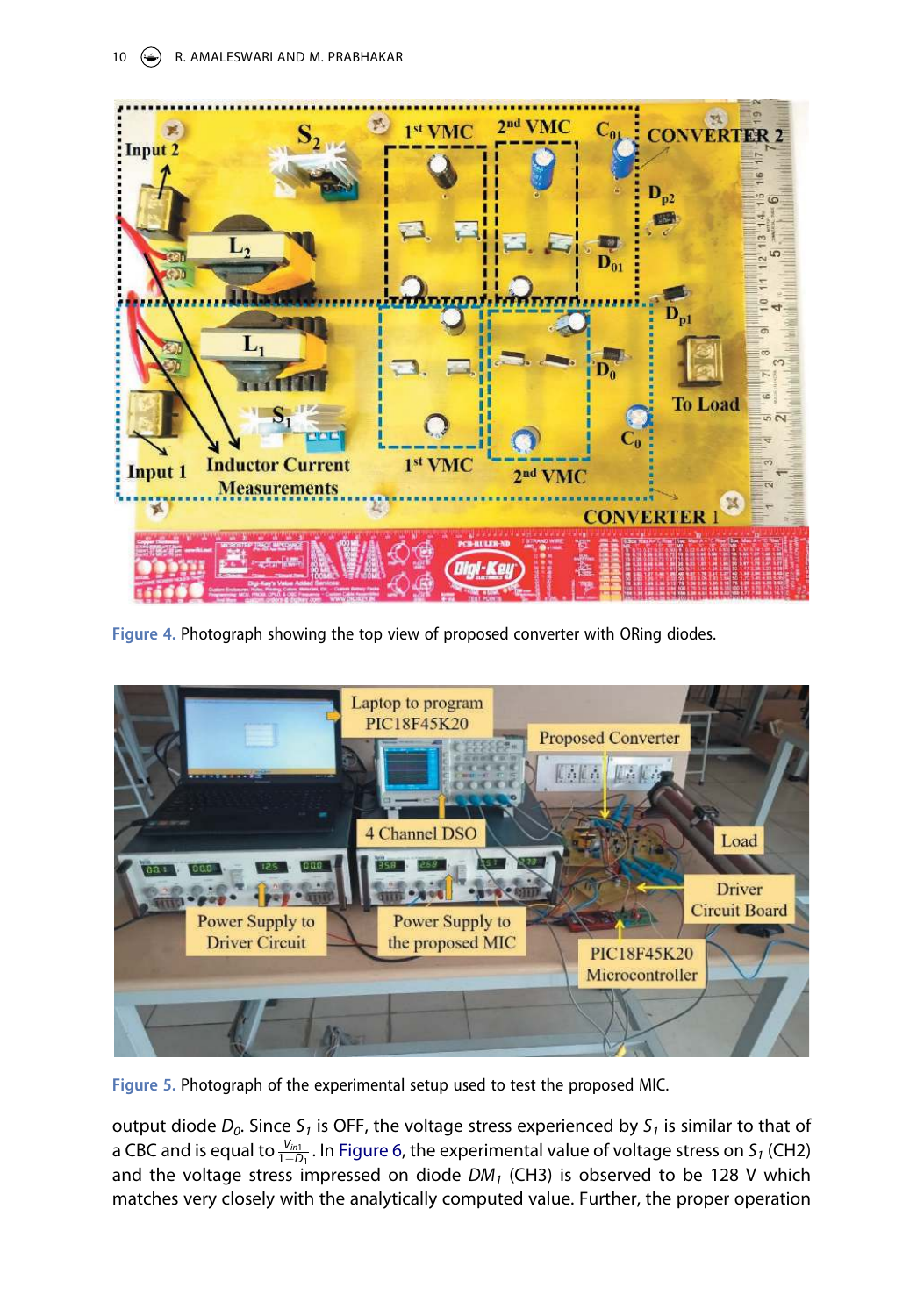Figure 4. Photograph showing the top view of proposed converter with ORing diodes.

Figure 5. Photograph of the experimental setup used to test the proposed MIC.

output diode $D_0$. Since $S_1$ is OFF, the voltage stress experienced by $S_1$ is similar to that of a CBC and is equal to $\frac{V_{in1}}{1-D_1}$. In Figure 6, the experimental value of voltage stress on $S_1$ (CH2) and the voltage stress impressed on diode $DM_1$ (CH3) is observed to be 128 V which matches very closely with the analytically computed value. Further, the proper operation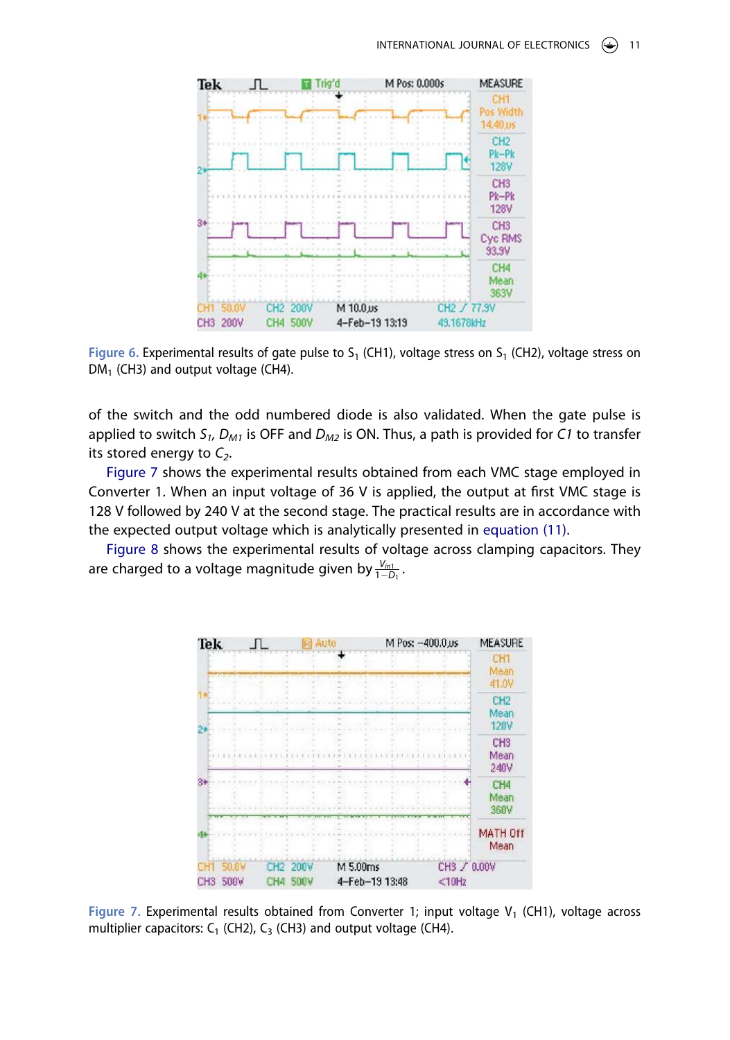Figure 6. Experimental results of gate pulse to $S_1$ (CH1), voltage stress on $S_1$ (CH2), voltage stress on $DM_1$ (CH3) and output voltage (CH4).

of the switch and the odd numbered diode is also validated. When the gate pulse is applied to switch $S_1$, $D_{M1}$ is OFF and $D_{M2}$ is ON. Thus, a path is provided for $C1$ to transfer its stored energy to $C_2$.

Figure 7 shows the experimental results obtained from each VMC stage employed in Converter 1. When an input voltage of 36 V is applied, the output at first VMC stage is 128 V followed by 240 V at the second stage. The practical results are in accordance with the expected output voltage which is analytically presented in equation (11).

Figure 8 shows the experimental results of voltage across clamping capacitors. They are charged to a voltage magnitude given by $\frac{V_{in1}}{1-D_1}$.

Figure 7. Experimental results obtained from Converter 1; input voltage $V_1$ (CH1), voltage across multiplier capacitors: $C_1$ (CH2), $C_3$ (CH3) and output voltage (CH4).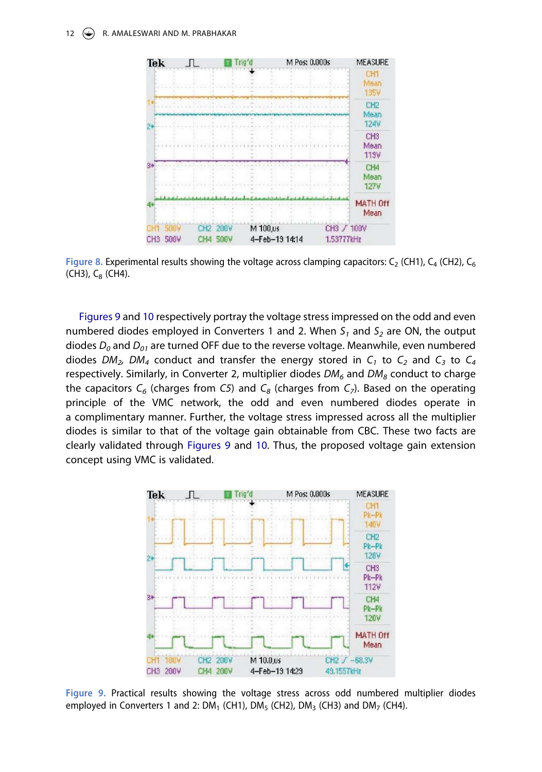Figure 8. Experimental results showing the voltage across clamping capacitors: $C_2$ (CH1), $C_4$ (CH2), $C_6$ (CH3), $C_8$ (CH4).

Figures 9 and 10 respectively portray the voltage stress impressed on the odd and even numbered diodes employed in Converters 1 and 2. When $S_1$ and $S_2$ are ON, the output diodes $D_0$ and $D_{01}$ are turned OFF due to the reverse voltage. Meanwhile, even numbered diodes $DM_2$, $DM_4$ conduct and transfer the energy stored in $C_1$ to $C_2$ and $C_3$ to $C_4$ respectively. Similarly, in Converter 2, multiplier diodes $DM_6$ and $DM_8$ conduct to charge the capacitors $C_6$ (charges from C5) and $C_8$ (charges from $C_7$). Based on the operating principle of the VMC network, the odd and even numbered diodes operate in a complimentary manner. Further, the voltage stress impressed across all the multiplier diodes is similar to that of the voltage gain obtainable from CBC. These two facts are clearly validated through Figures 9 and 10. Thus, the proposed voltage gain extension concept using VMC is validated.

Figure 9. Practical results showing the voltage stress across odd numbered multiplier diodes employed in Converters 1 and 2: $DM_1$ (CH1), $DM_5$ (CH2), $DM_3$ (CH3) and $DM_7$ (CH4).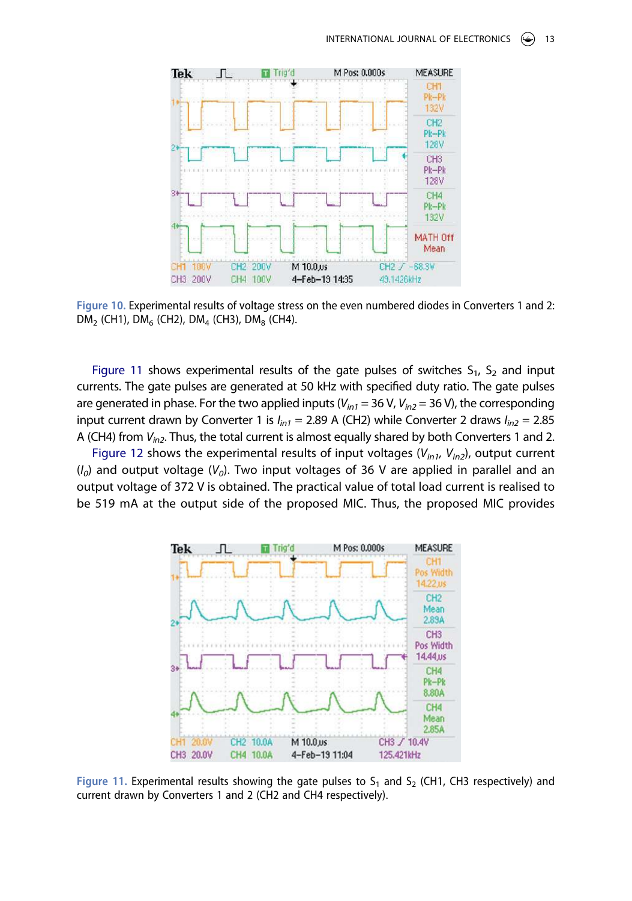Figure 10. Experimental results of voltage stress on the even numbered diodes in Converters 1 and 2: $DM_2$ (CH1), $DM_6$ (CH2), $DM_4$ (CH3), $DM_8$ (CH4).

Figure 11 shows experimental results of the gate pulses of switches $S_1$, $S_2$ and input currents. The gate pulses are generated at 50 kHz with specified duty ratio. The gate pulses are generated in phase. For the two applied inputs ($V_{in1}$ = 36 V, $V_{in2}$ = 36 V), the corresponding input current drawn by Converter 1 is $I_{in1}$ = 2.89 A (CH2) while Converter 2 draws $I_{in2}$ = 2.85 A (CH4) from $V_{in2}$. Thus, the total current is almost equally shared by both Converters 1 and 2.

Figure 12 shows the experimental results of input voltages ($V_{in1}$, $V_{in2}$), output current ($I_0$) and output voltage ($V_0$). Two input voltages of 36 V are applied in parallel and an output voltage of 372 V is obtained. The practical value of total load current is realised to be 519 mA at the output side of the proposed MIC. Thus, the proposed MIC provides

Figure 11. Experimental results showing the gate pulses to $S_1$ and $S_2$ (CH1, CH3 respectively) and current drawn by Converters 1 and 2 (CH2 and CH4 respectively).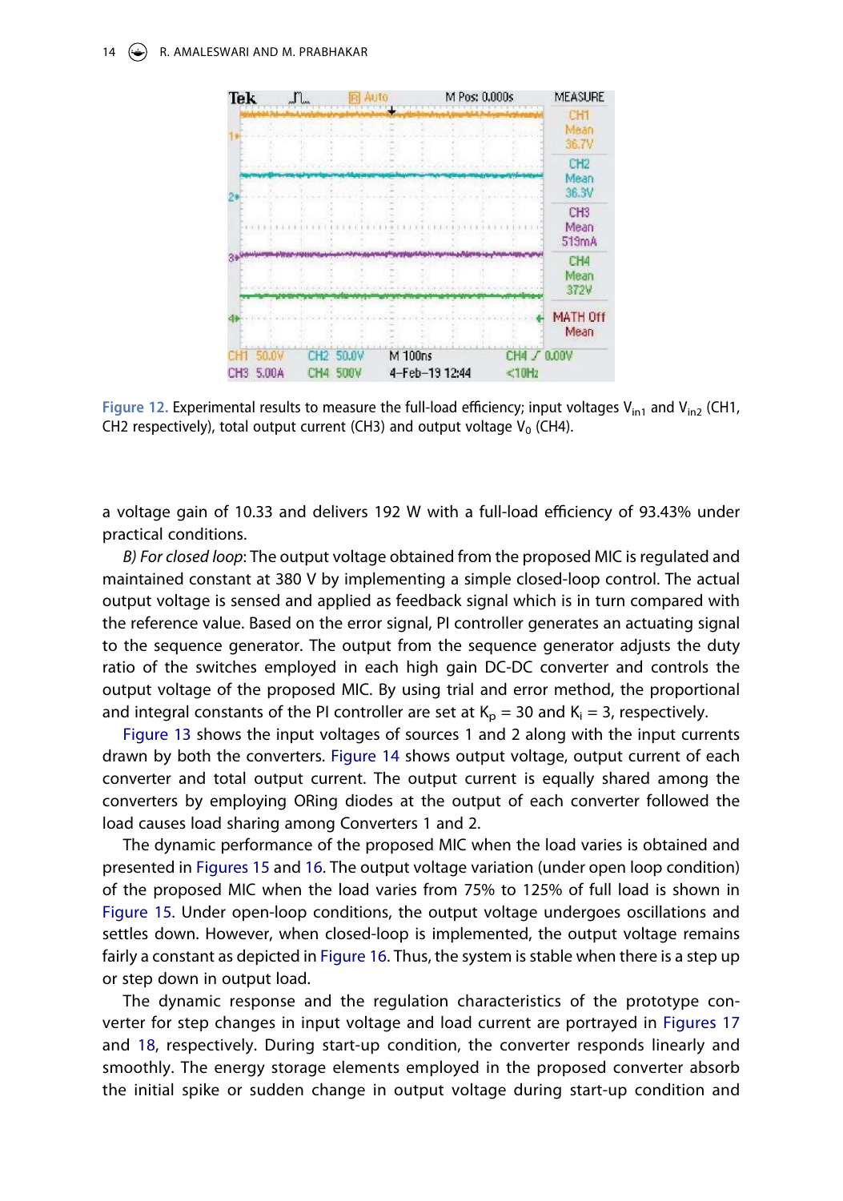Figure 12. Experimental results to measure the full-load efficiency; input voltages $V_{in1}$ and $V_{in2}$ (CH1, CH2 respectively), total output current (CH3) and output voltage $V_0$ (CH4).

a voltage gain of 10.33 and delivers 192 W with a full-load efficiency of 93.43% under practical conditions.

*B) For closed loop*: The output voltage obtained from the proposed MIC is regulated and maintained constant at 380 V by implementing a simple closed-loop control. The actual output voltage is sensed and applied as feedback signal which is in turn compared with the reference value. Based on the error signal, PI controller generates an actuating signal to the sequence generator. The output from the sequence generator adjusts the duty ratio of the switches employed in each high gain DC-DC converter and controls the output voltage of the proposed MIC. By using trial and error method, the proportional and integral constants of the PI controller are set at $K_p = 30$ and $K_i = 3$, respectively.

Figure 13 shows the input voltages of sources 1 and 2 along with the input currents drawn by both the converters. Figure 14 shows output voltage, output current of each converter and total output current. The output current is equally shared among the converters by employing ORing diodes at the output of each converter followed the load causes load sharing among Converters 1 and 2.

The dynamic performance of the proposed MIC when the load varies is obtained and presented in Figures 15 and 16. The output voltage variation (under open loop condition) of the proposed MIC when the load varies from 75% to 125% of full load is shown in Figure 15. Under open-loop conditions, the output voltage undergoes oscillations and settles down. However, when closed-loop is implemented, the output voltage remains fairly a constant as depicted in Figure 16. Thus, the system is stable when there is a step up or step down in output load.

The dynamic response and the regulation characteristics of the prototype converter for step changes in input voltage and load current are portrayed in Figures 17 and 18, respectively. During start-up condition, the converter responds linearly and smoothly. The energy storage elements employed in the proposed converter absorb the initial spike or sudden change in output voltage during start-up condition and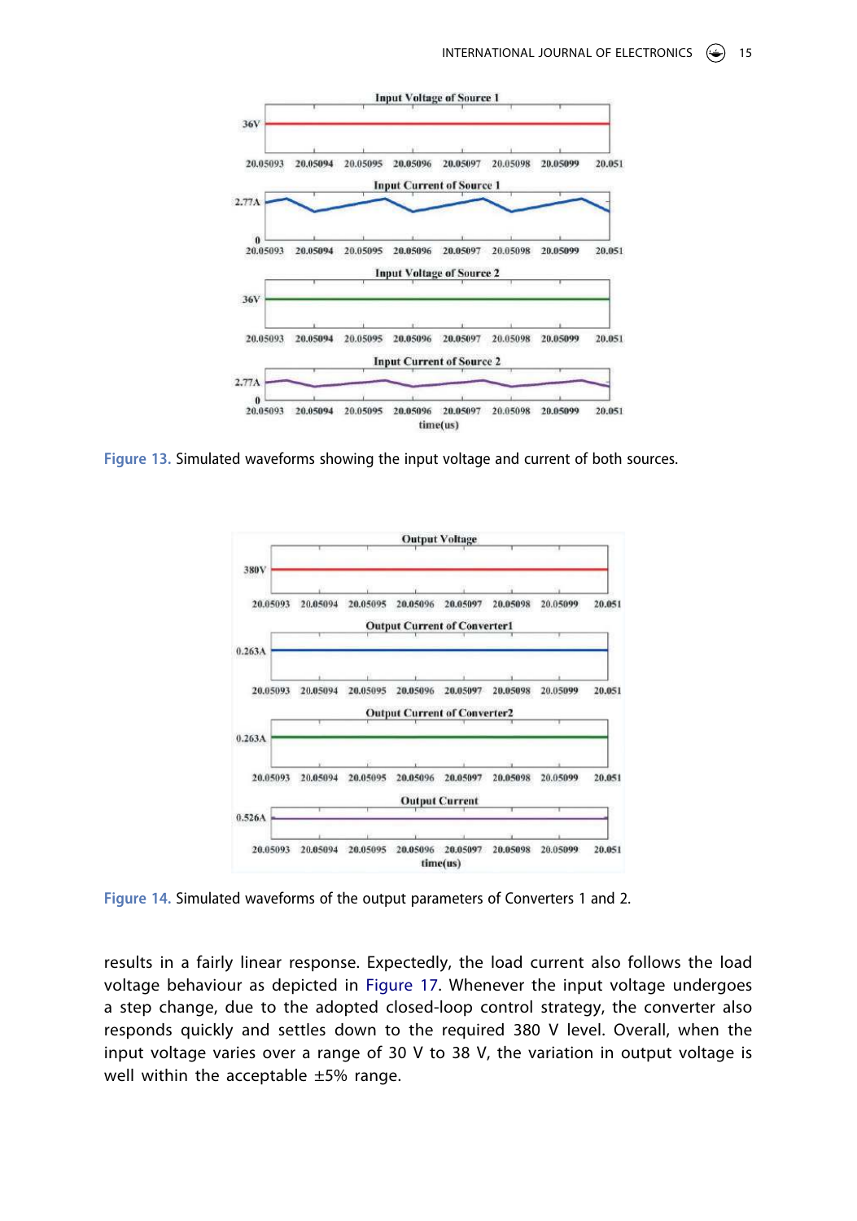Figure 13. Simulated waveforms showing the input voltage and current of both sources.

Figure 14. Simulated waveforms of the output parameters of Converters 1 and 2.

results in a fairly linear response. Expectedly, the load current also follows the load voltage behaviour as depicted in Figure 17. Whenever the input voltage undergoes a step change, due to the adopted closed-loop control strategy, the converter also responds quickly and settles down to the required 380 V level. Overall, when the input voltage varies over a range of 30 V to 38 V, the variation in output voltage is well within the acceptable ±5% range.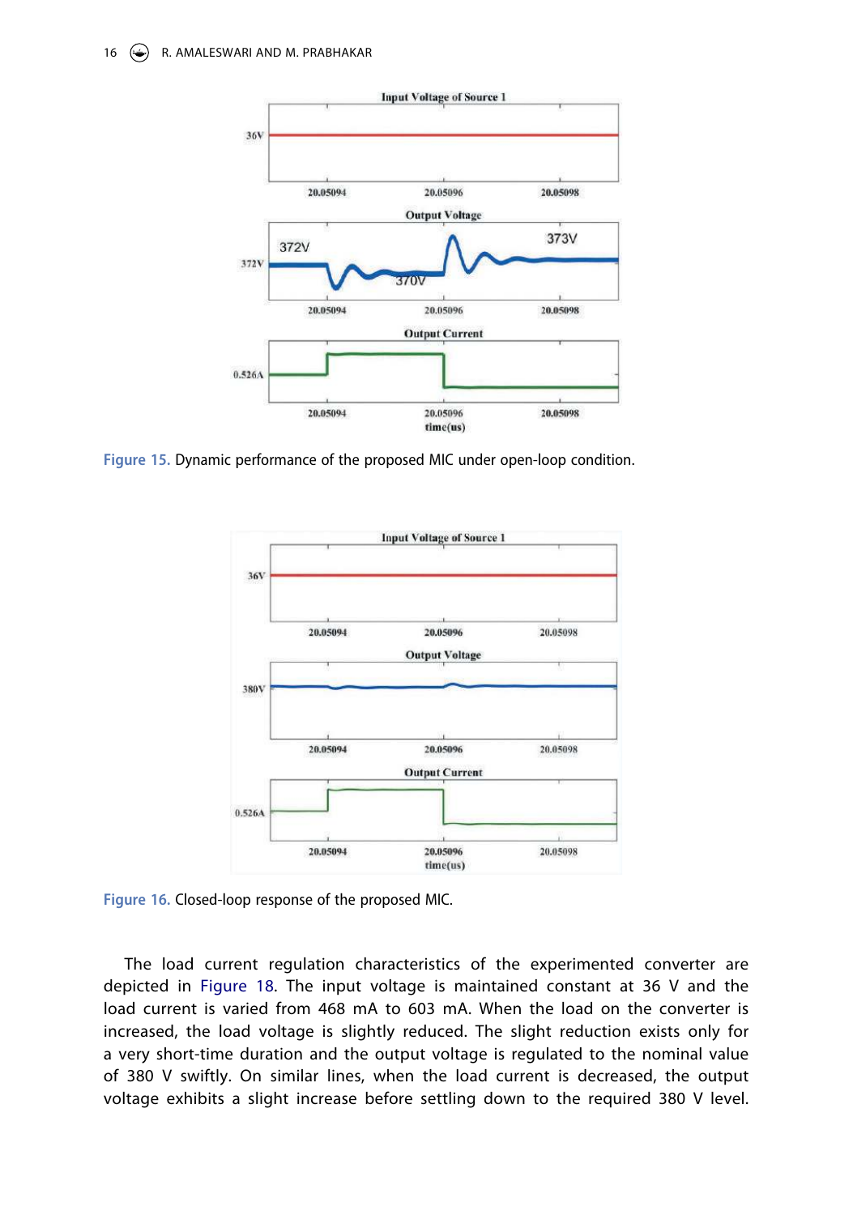Figure 15. Dynamic performance of the proposed MIC under open-loop condition.

Figure 16. Closed-loop response of the proposed MIC.

The load current regulation characteristics of the experimented converter are depicted in Figure 18. The input voltage is maintained constant at 36 V and the load current is varied from 468 mA to 603 mA. When the load on the converter is increased, the load voltage is slightly reduced. The slight reduction exists only for a very short-time duration and the output voltage is regulated to the nominal value of 380 V swiftly. On similar lines, when the load current is decreased, the output voltage exhibits a slight increase before settling down to the required 380 V level.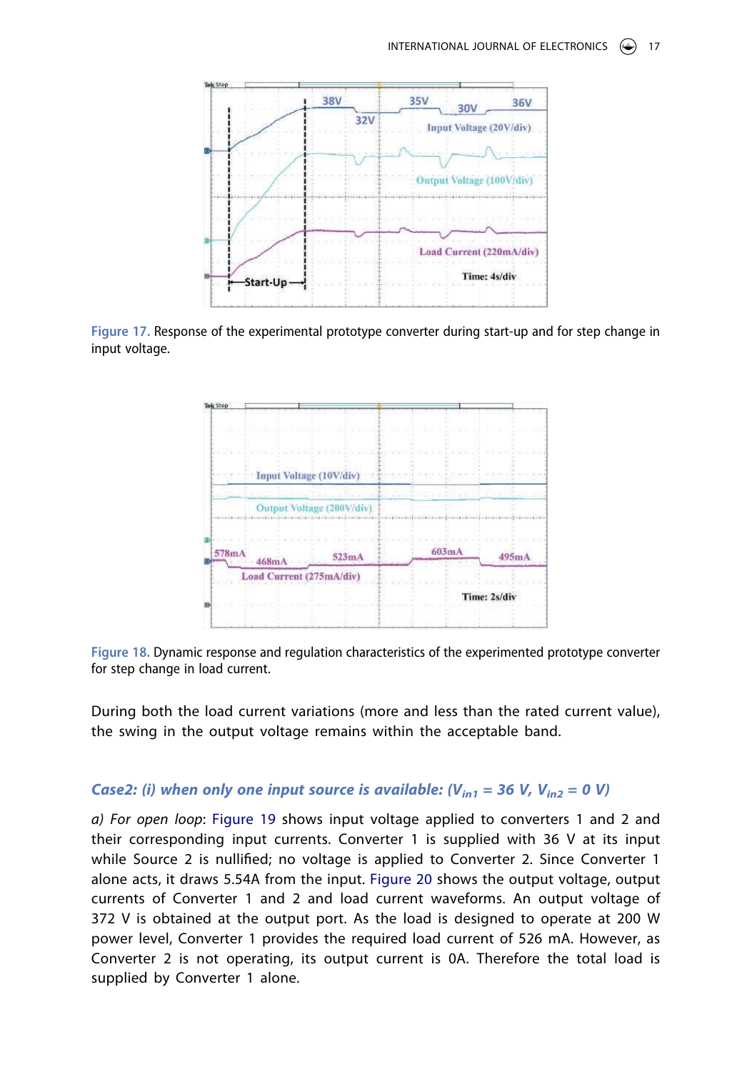Figure 17. Response of the experimental prototype converter during start-up and for step change in input voltage.

Figure 18. Dynamic response and regulation characteristics of the experimented prototype converter for step change in load current.

During both the load current variations (more and less than the rated current value), the swing in the output voltage remains within the acceptable band.

### *Case2: (i) when only one input source is available: ($V_{in1}$ = 36 V, $V_{in2}$ = 0 V)*

*a) For open loop*: Figure 19 shows input voltage applied to converters 1 and 2 and their corresponding input currents. Converter 1 is supplied with 36 V at its input while Source 2 is nullified; no voltage is applied to Converter 2. Since Converter 1 alone acts, it draws 5.54A from the input. Figure 20 shows the output voltage, output currents of Converter 1 and 2 and load current waveforms. An output voltage of 372 V is obtained at the output port. As the load is designed to operate at 200 W power level, Converter 1 provides the required load current of 526 mA. However, as Converter 2 is not operating, its output current is 0A. Therefore the total load is supplied by Converter 1 alone.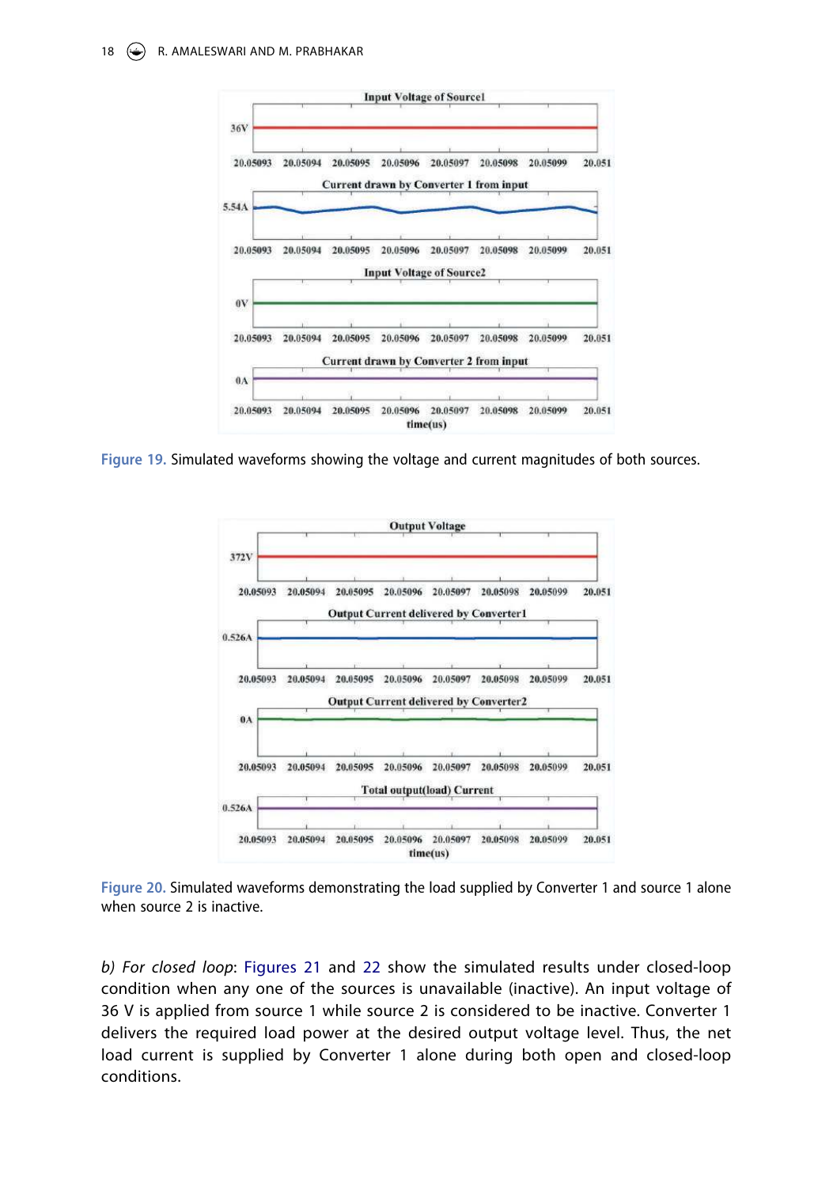Figure 19. Simulated waveforms showing the voltage and current magnitudes of both sources.

Figure 20. Simulated waveforms demonstrating the load supplied by Converter 1 and source 1 alone when source 2 is inactive.

*b) For closed loop*: Figures 21 and 22 show the simulated results under closed-loop condition when any one of the sources is unavailable (inactive). An input voltage of 36 V is applied from source 1 while source 2 is considered to be inactive. Converter 1 delivers the required load power at the desired output voltage level. Thus, the net load current is supplied by Converter 1 alone during both open and closed-loop conditions.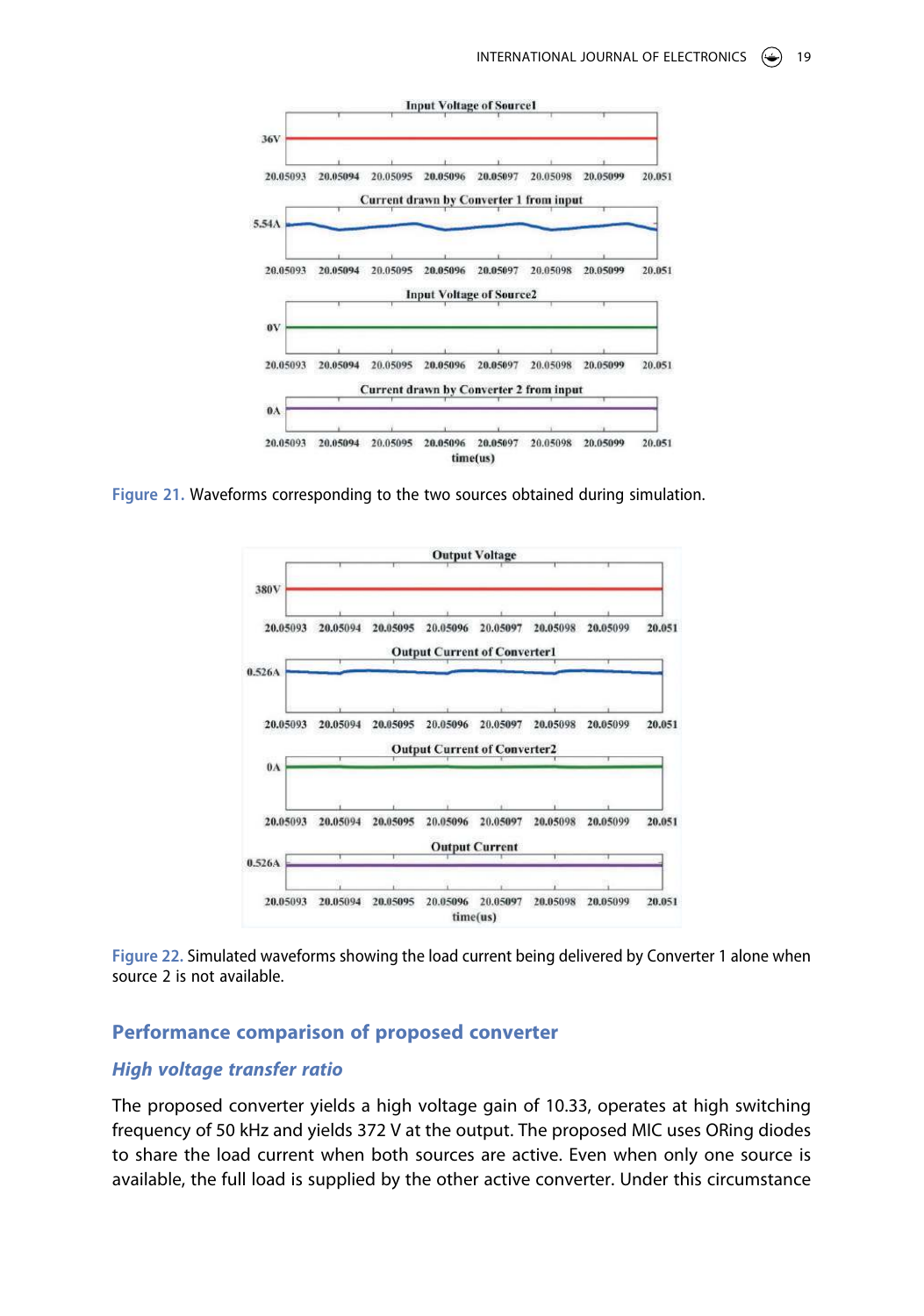Figure 21. Waveforms corresponding to the two sources obtained during simulation.

Figure 22. Simulated waveforms showing the load current being delivered by Converter 1 alone when source 2 is not available.

## Performance comparison of proposed converter

### *High voltage transfer ratio*

The proposed converter yields a high voltage gain of 10.33, operates at high switching frequency of 50 kHz and yields 372 V at the output. The proposed MIC uses ORing diodes to share the load current when both sources are active. Even when only one source is available, the full load is supplied by the other active converter. Under this circumstance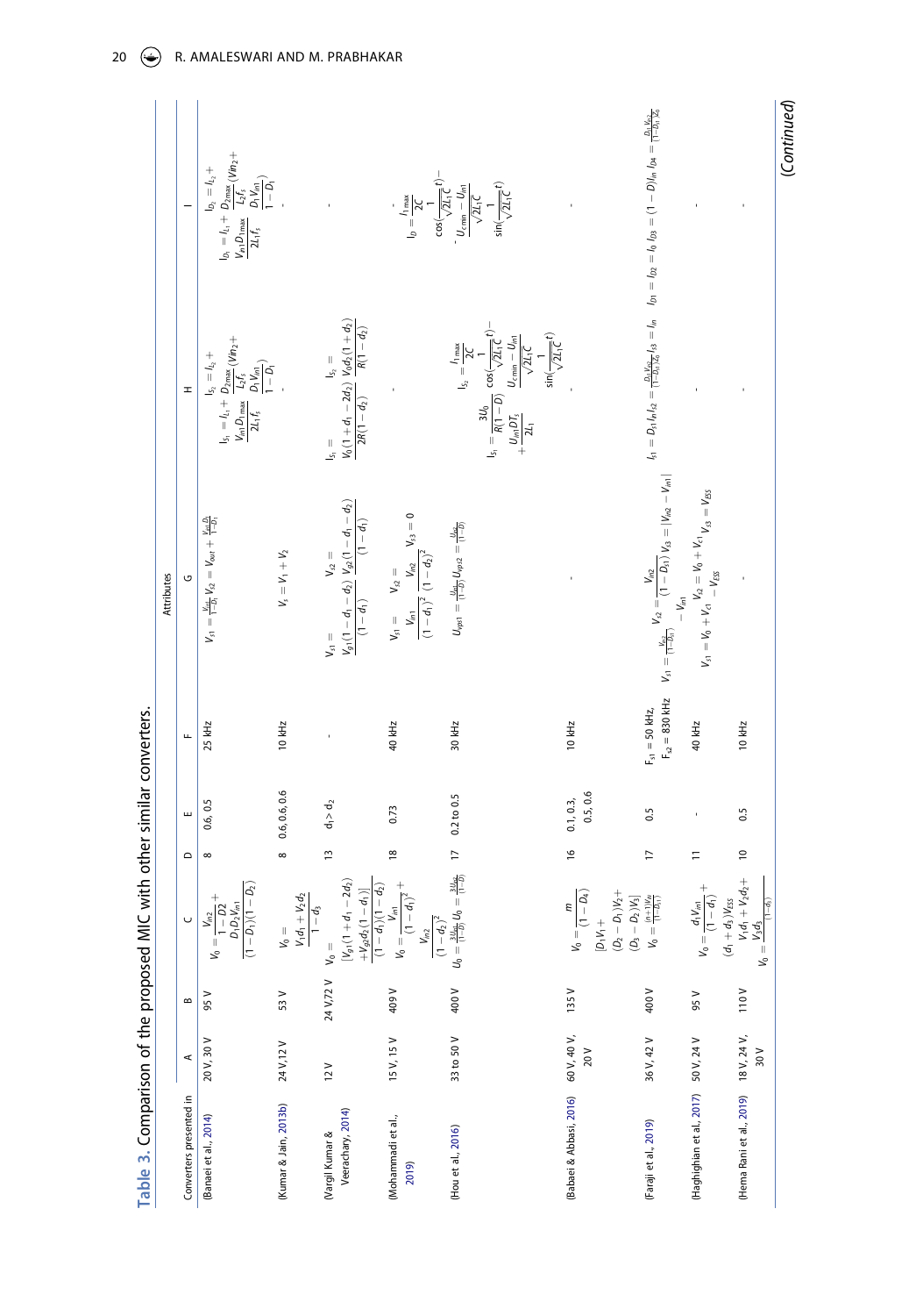Table 3. Comparison of the proposed MIC with other similar converters.

| Converters presented in | Attributes | | | | | | | | |
|---|---|---|---|---|---|---|---|---|---|
| | A | B | C | D | E | F | G | H | I |
| (Banaei et al., 2014) | 20 V, 30 V | 95 V | $V_0 = \frac{V_{in2}}{1-D2} + \frac{D_1 D_2 V_{in1}}{(1-D_1)(1-D_2)}$ | 8 | 0.6, 0.5 | 25 kHz | $V_{S1} = \frac{V_{out}}{1-D_1}, V_{S2} = V_{out} + \frac{V_{in1} D_1}{1-D_1}$ | $I_{S_1} = I_{L_1} + \frac{V_{in1} D_{1\max}}{2L_1 f_S}$ $I_{S_2} = I_{L_2} + \frac{D_{2\max}}{L_2 f_S}(Vin_2 + \frac{D_1 V_{in1}}{1-D_1})$ | $I_{D_1} = I_{L_1} + \frac{V_{in1} D_{1\max}}{2L_1 f_S}$ $I_{D_2} = I_{L_2} + \frac{D_{2\max}}{L_2 f_S}(Vin_2 + \frac{D_1 V_{in1}}{1-D_1})$ |
| (Kumar & Jain, 2013b) | 24 V, 12 V | 53 V | $V_0 = \frac{V_1 d_1 + V_2 d_2}{1-d_3}$ | 8 | 0.6, 0.6, 0.6 | 10 kHz | $V_s = V_1 + V_2$ | - | - |
| (Vargil Kumar & Veerachary, 2014) | 12 V | 24 V, 72 V | $V_0 = \frac{[V_{g1}(1+d_1-2d_2) + V_{g2}d_2(1-d_1)]}{(1-d_1)(1-d_2)}$ | 13 | $d_1 > d_2$ | - | $V_{S1} = \frac{V_{g1}(1-d_1-d_2)}{(1-d_1)}$ $V_{S2} = \frac{V_{g2}(1-d_1-d_2)}{(1-d_1)}$ | $I_{S1} = \frac{V_0(1+d_1-2d_2)}{2R(1-d_2)}$ $I_{S_2} = \frac{V_0 d_2(1+d_2)}{R(1-d_2)}$ | - |
| (Mohammadi et al., 2019) | 15 V, 15 V | 409 V | $V_0 = \frac{V_{in1}}{(1-d_1)^2} + \frac{V_{in2}}{(1-d_2)^2}$ | 18 | 0.73 | 40 kHz | $V_{S1} = \frac{V_{in1}}{(1-d_1)^2}$ $V_{S2} = \frac{V_{in2}}{(1-d_2)^2}$ $V_{S3} = 0$ | - | $I_D = \frac{I_{1\max}}{2C}\cos(\frac{1}{\sqrt{2L_1 C}}t) - \frac{U_{c\min} - U_{in1}}{\sqrt{2L_1 C}}\sin(\frac{1}{\sqrt{2L_1 C}}t)$ |
| (Hou et al., 2016) | 33 to 50 V | 400 V | $U_0 = \frac{3U_{in}}{(1-D)}$ $U_0 = \frac{3U_{in}}{(1-D)}$ | 17 | 0.2 to 0.5 | 30 kHz | $U_{vps1} = \frac{U_{in}}{(1-D)}$ $U_{vps2} = \frac{U_{in}}{(1-D)}$ | $I_{S_1} = \frac{3U_0}{R(1-D)} + \frac{U_{in1}DT_S}{2L_1}$ $I_{S_2} = \frac{I_{1\max}}{2C}\cos(\frac{1}{\sqrt{2L_1 C}}t) - \frac{U_{c\min} - U_{in1}}{\sqrt{2L_1 C}}\sin(\frac{1}{\sqrt{2L_1 C}}t)$ | |
| (Babaei & Abbasi, 2016) | 60 V, 40 V, 20 V | 135 V | $V_0 = \frac{m}{(1-D_4)}$ $[D_1 V_1 + (D_2 - D_1)V_2 + (D_3 - D_2)V_3]$ | 16 | 0.1, 0.3, 0.5, 0.6 | 10 kHz | - | - | - |
| (Faraji et al., 2019) | 36 V, 42 V | 400 V | $V_0 = \frac{(n+1)V_{in}}{(1-D_{s1})}$ | 17 | 0.5 | $F_{s1} = 50$ kHz, $F_{s2} = 830$ kHz | $V_{S1} = \frac{V_{in2}}{(1-D_{S1})}$ $V_{S2} = \frac{V_{in2}}{(1-D_{S1})} - V_{in1}$ $V_{S3} = \lvert V_{in2} - V_{in1}\rvert$ | $I_{S1} = D_{S1} I_{in} I_{S2} = \frac{D_{S1} V_{in2}}{(1-D_{S1})Z_{in}} I_{S3} = I_{in}$ | $I_{D1} = I_{D2} = I_0\ I_{D3} = (1-D)I_{in}\ I_{D4} = \frac{D_{S1} V_{in2}}{(1-D_{S1})Z_{in}}$ |
| (Haghighian et al., 2017) | 50 V, 24 V | 95 V | $V_0 = \frac{d_1 V_{in1}}{(1-d_1)} + (d_1 + d_3)V_{ESS}$ | 11 | - | 40 kHz | $V_{S1} = V_0 + V_{C1} - V_{ESS}$ $V_{S2} = V_0 + V_{C1}$ $V_{S3} = V_{ESS}$ | - | - |
| (Hema Rani et al., 2019) | 18 V, 24 V, 30 V | 110 V | $V_0 = \frac{V_1 d_1 + V_2 d_2 + V_3 d_3}{(1-d_3)}$ | 10 | 0.5 | 10 kHz | - | - | - |

(Continued)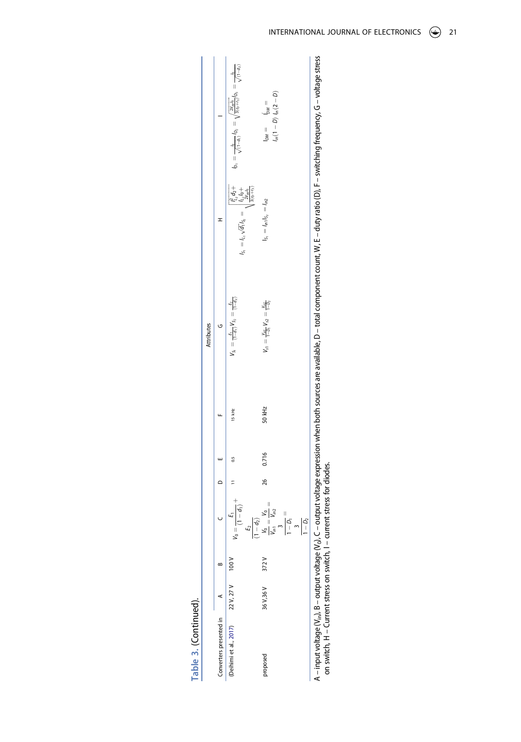**Table 3.** (Continued).

| Converters presented in | Attributes | | | | | | | | |
|---|---|---|---|---|---|---|---|---|---|
| | A | B | C | D | E | F | G | H | I |
| (Deihimi et al., 2017) | 22 V, 27 V | 100 V | $V_0 = \frac{E_1}{(1-d_1)} + \frac{E_2}{(1-d_2)}$ | 11 | 0.5 | 15 kHz | $V_{S_1} = \frac{E_1}{(1-d_1)}, V_{S_2} = \frac{E_2}{(1-d_2)}$ | $I_{S_1} = I_{L_1}\sqrt{d_1}, I_{S_2} = \sqrt{I_{L_2}^2 d_2 + I_{L_2} I_0 + \frac{2V_{gs}I_0}{3(f_0+f_S)}}$ | $I_{D_1} = \frac{I_0}{\sqrt{(1-d_1)}}, I_{D_2} = \sqrt{\frac{2V_{gs}I_0}{3(f_0+f_S)}}, I_{D_3} = \frac{I_0}{\sqrt{(1-d_2)}}$ |
| proposed | 36 V, 36 V | 372 V | $\frac{V_0}{V_{in1}} = \frac{V_0}{V_{in2}} = \frac{3}{1-D_1} = \frac{3}{1-D_2}$ | 26 | 0.716 | 50 kHz | $V_{s1} = \frac{V_{in1}}{1-D_1}, V_{s2} = \frac{V_{in2}}{1-D_2}$ | $I_{S_1} = I_{in1}, I_{S_2} = I_{in2}$ | $I_{DM} = I_{in}(1-D), I_{DM} = I_{in}(2-D)$ |

A – input voltage ($V_{in}$), B – output voltage ($V_0$), C – output voltage expression when both sources are available, D – total component count, W, E – duty ratio (D), F – switching frequency, G – voltage stress on switch, H – Current stress on switch, I – current stress for diodes.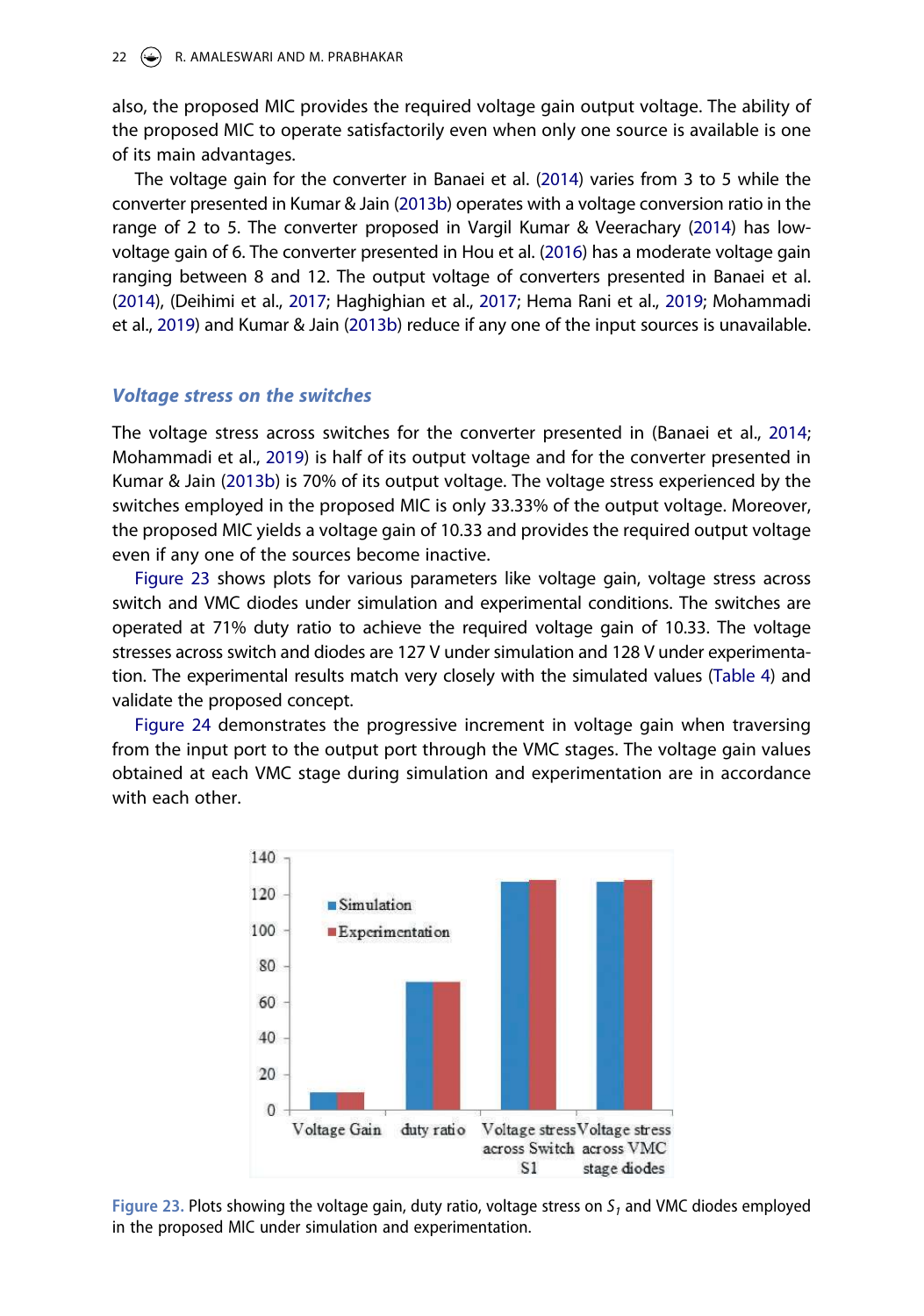also, the proposed MIC provides the required voltage gain output voltage. The ability of the proposed MIC to operate satisfactorily even when only one source is available is one of its main advantages.

The voltage gain for the converter in Banaei et al. (2014) varies from 3 to 5 while the converter presented in Kumar & Jain (2013b) operates with a voltage conversion ratio in the range of 2 to 5. The converter proposed in Vargil Kumar & Veerachary (2014) has low-voltage gain of 6. The converter presented in Hou et al. (2016) has a moderate voltage gain ranging between 8 and 12. The output voltage of converters presented in Banaei et al. (2014), (Deihimi et al., 2017; Haghighian et al., 2017; Hema Rani et al., 2019; Mohammadi et al., 2019) and Kumar & Jain (2013b) reduce if any one of the input sources is unavailable.

### *Voltage stress on the switches*

The voltage stress across switches for the converter presented in (Banaei et al., 2014; Mohammadi et al., 2019) is half of its output voltage and for the converter presented in Kumar & Jain (2013b) is 70% of its output voltage. The voltage stress experienced by the switches employed in the proposed MIC is only 33.33% of the output voltage. Moreover, the proposed MIC yields a voltage gain of 10.33 and provides the required output voltage even if any one of the sources become inactive.

Figure 23 shows plots for various parameters like voltage gain, voltage stress across switch and VMC diodes under simulation and experimental conditions. The switches are operated at 71% duty ratio to achieve the required voltage gain of 10.33. The voltage stresses across switch and diodes are 127 V under simulation and 128 V under experimentation. The experimental results match very closely with the simulated values (Table 4) and validate the proposed concept.

Figure 24 demonstrates the progressive increment in voltage gain when traversing from the input port to the output port through the VMC stages. The voltage gain values obtained at each VMC stage during simulation and experimentation are in accordance with each other.

Figure 23. Plots showing the voltage gain, duty ratio, voltage stress on $S_1$ and VMC diodes employed in the proposed MIC under simulation and experimentation.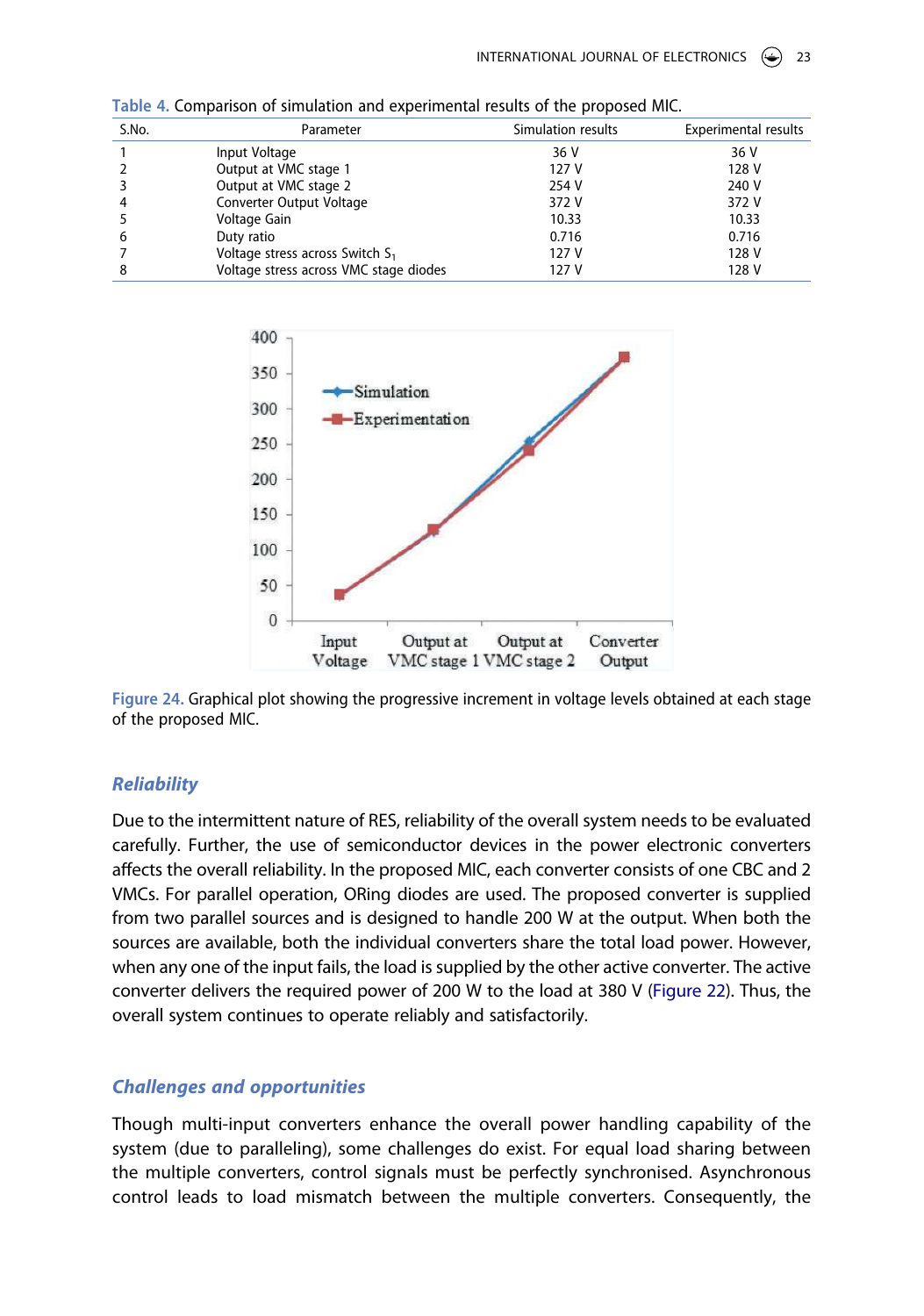Table 4. Comparison of simulation and experimental results of the proposed MIC.

| S.No. | Parameter | Simulation results | Experimental results |
|---|---|---|---|
| 1 | Input Voltage | 36 V | 36 V |
| 2 | Output at VMC stage 1 | 127 V | 128 V |
| 3 | Output at VMC stage 2 | 254 V | 240 V |
| 4 | Converter Output Voltage | 372 V | 372 V |
| 5 | Voltage Gain | 10.33 | 10.33 |
| 6 | Duty ratio | 0.716 | 0.716 |
| 7 | Voltage stress across Switch $S_1$ | 127 V | 128 V |
| 8 | Voltage stress across VMC stage diodes | 127 V | 128 V |

Figure 24. Graphical plot showing the progressive increment in voltage levels obtained at each stage of the proposed MIC.

## *Reliability*

Due to the intermittent nature of RES, reliability of the overall system needs to be evaluated carefully. Further, the use of semiconductor devices in the power electronic converters affects the overall reliability. In the proposed MIC, each converter consists of one CBC and 2 VMCs. For parallel operation, ORing diodes are used. The proposed converter is supplied from two parallel sources and is designed to handle 200 W at the output. When both the sources are available, both the individual converters share the total load power. However, when any one of the input fails, the load is supplied by the other active converter. The active converter delivers the required power of 200 W to the load at 380 V (Figure 22). Thus, the overall system continues to operate reliably and satisfactorily.

## *Challenges and opportunities*

Though multi-input converters enhance the overall power handling capability of the system (due to paralleling), some challenges do exist. For equal load sharing between the multiple converters, control signals must be perfectly synchronised. Asynchronous control leads to load mismatch between the multiple converters. Consequently, the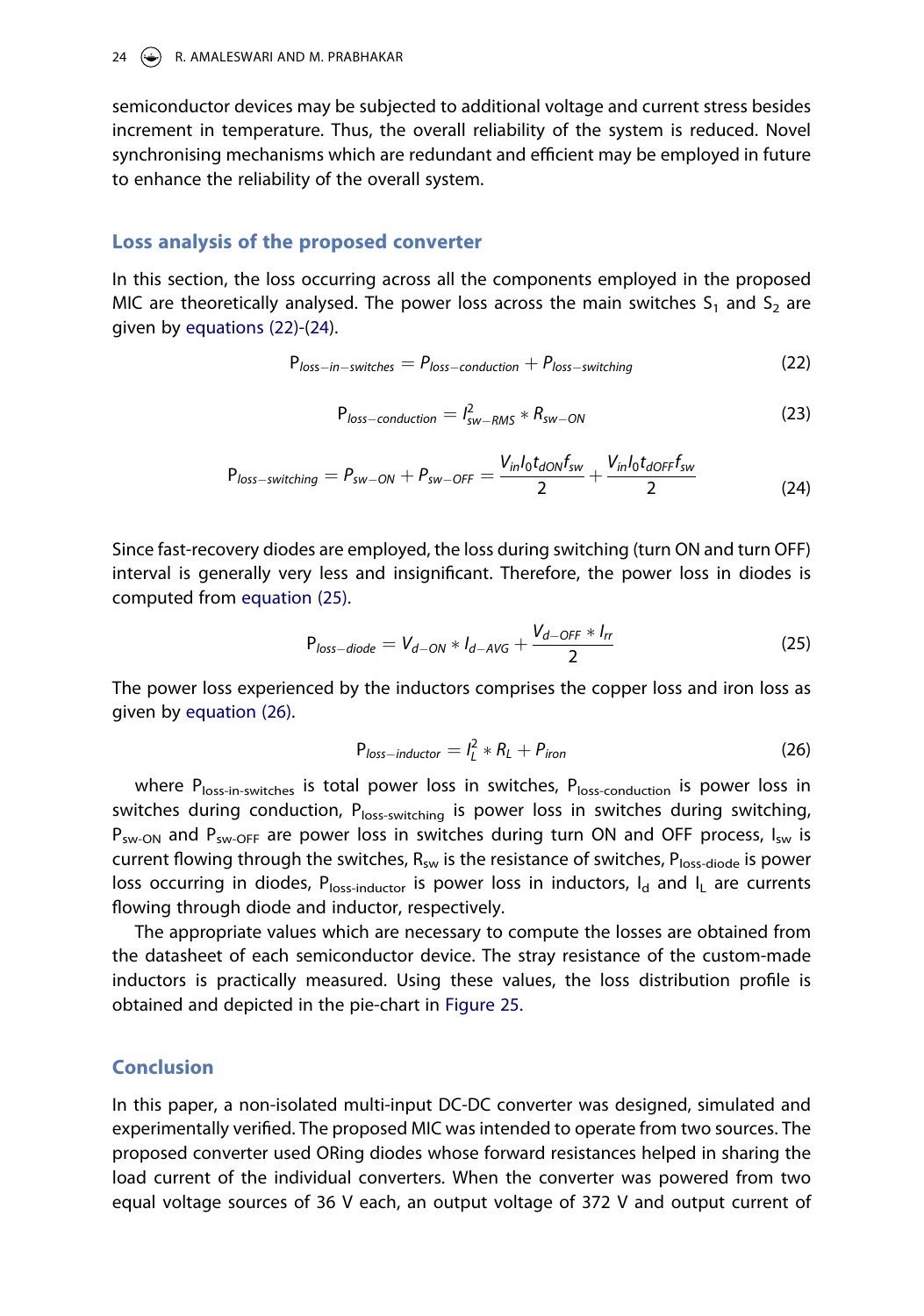semiconductor devices may be subjected to additional voltage and current stress besides increment in temperature. Thus, the overall reliability of the system is reduced. Novel synchronising mechanisms which are redundant and efficient may be employed in future to enhance the reliability of the overall system.

## Loss analysis of the proposed converter

In this section, the loss occurring across all the components employed in the proposed MIC are theoretically analysed. The power loss across the main switches $S_1$ and $S_2$ are given by equations (22)-(24).

$$P_{loss-in-switches} = P_{loss-conduction} + P_{loss-switching} \tag{22}$$

$$P_{loss-conduction} = I_{sw-RMS}^{2} * R_{sw-ON} \tag{23}$$

$$P_{loss-switching} = P_{sw-ON} + P_{sw-OFF} = \frac{V_{in} I_0 t_{dON} f_{sw}}{2} + \frac{V_{in} I_0 t_{dOFF} f_{sw}}{2} \tag{24}$$

Since fast-recovery diodes are employed, the loss during switching (turn ON and turn OFF) interval is generally very less and insignificant. Therefore, the power loss in diodes is computed from equation (25).

$$P_{loss-diode} = V_{d-ON} * I_{d-AVG} + \frac{V_{d-OFF} * I_{rr}}{2} \tag{25}$$

The power loss experienced by the inductors comprises the copper loss and iron loss as given by equation (26).

$$P_{loss-inductor} = I_L^2 * R_L + P_{iron} \tag{26}$$

where $P_{loss\text{-}in\text{-}switches}$ is total power loss in switches, $P_{loss\text{-}conduction}$ is power loss in switches during conduction, $P_{loss\text{-}switching}$ is power loss in switches during switching, $P_{sw\text{-}ON}$ and $P_{sw\text{-}OFF}$ are power loss in switches during turn ON and OFF process, $I_{sw}$ is current flowing through the switches, $R_{sw}$ is the resistance of switches, $P_{loss\text{-}diode}$ is power loss occurring in diodes, $P_{loss\text{-}inductor}$ is power loss in inductors, $I_d$ and $I_L$ are currents flowing through diode and inductor, respectively.

The appropriate values which are necessary to compute the losses are obtained from the datasheet of each semiconductor device. The stray resistance of the custom-made inductors is practically measured. Using these values, the loss distribution profile is obtained and depicted in the pie-chart in Figure 25.

## Conclusion

In this paper, a non-isolated multi-input DC-DC converter was designed, simulated and experimentally verified. The proposed MIC was intended to operate from two sources. The proposed converter used ORing diodes whose forward resistances helped in sharing the load current of the individual converters. When the converter was powered from two equal voltage sources of 36 V each, an output voltage of 372 V and output current of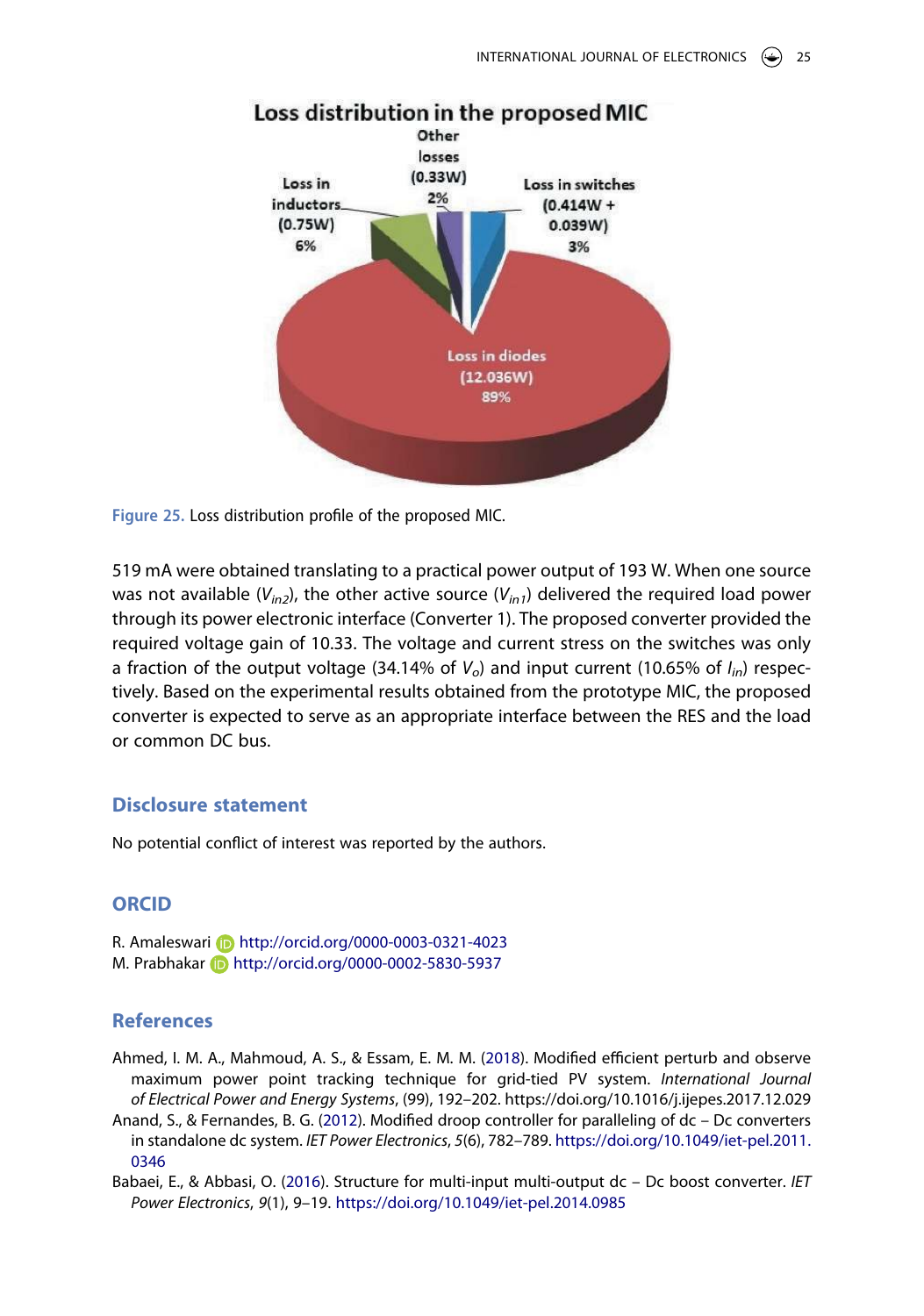Figure 25. Loss distribution profile of the proposed MIC.

519 mA were obtained translating to a practical power output of 193 W. When one source was not available ($V_{in2}$), the other active source ($V_{in1}$) delivered the required load power through its power electronic interface (Converter 1). The proposed converter provided the required voltage gain of 10.33. The voltage and current stress on the switches was only a fraction of the output voltage (34.14% of $V_o$) and input current (10.65% of $I_{in}$) respectively. Based on the experimental results obtained from the prototype MIC, the proposed converter is expected to serve as an appropriate interface between the RES and the load or common DC bus.

## Disclosure statement

No potential conflict of interest was reported by the authors.

## ORCID

R. Amaleswari http://orcid.org/0000-0003-0321-4023
M. Prabhakar http://orcid.org/0000-0002-5830-5937

## References

Ahmed, I. M. A., Mahmoud, A. S., & Essam, E. M. M. (2018). Modified efficient perturb and observe maximum power point tracking technique for grid-tied PV system. *International Journal of Electrical Power and Energy Systems*, (99), 192–202. https://doi.org/10.1016/j.ijepes.2017.12.029

Anand, S., & Fernandes, B. G. (2012). Modified droop controller for paralleling of dc – Dc converters in standalone dc system. *IET Power Electronics*, *5*(6), 782–789. https://doi.org/10.1049/iet-pel.2011.0346

Babaei, E., & Abbasi, O. (2016). Structure for multi-input multi-output dc – Dc boost converter. *IET Power Electronics*, *9*(1), 9–19. https://doi.org/10.1049/iet-pel.2014.0985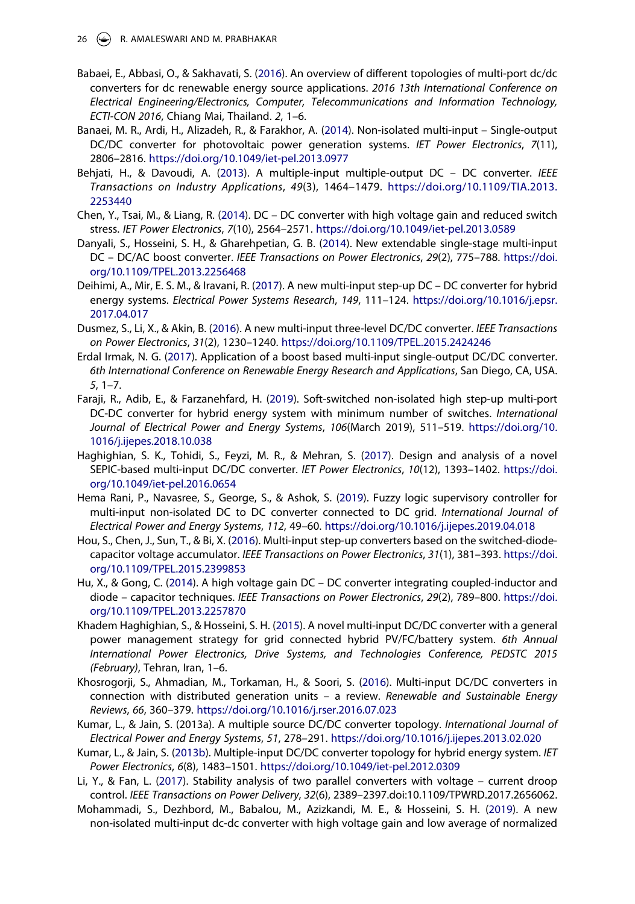Babaei, E., Abbasi, O., & Sakhavati, S. (2016). An overview of different topologies of multi-port dc/dc converters for dc renewable energy source applications. *2016 13th International Conference on Electrical Engineering/Electronics, Computer, Telecommunications and Information Technology, ECTI-CON 2016*, Chiang Mai, Thailand. *2*, 1–6.

Banaei, M. R., Ardi, H., Alizadeh, R., & Farakhor, A. (2014). Non-isolated multi-input – Single-output DC/DC converter for photovoltaic power generation systems. *IET Power Electronics*, *7*(11), 2806–2816. https://doi.org/10.1049/iet-pel.2013.0977

Behjati, H., & Davoudi, A. (2013). A multiple-input multiple-output DC – DC converter. *IEEE Transactions on Industry Applications*, *49*(3), 1464–1479. https://doi.org/10.1109/TIA.2013.2253440

Chen, Y., Tsai, M., & Liang, R. (2014). DC – DC converter with high voltage gain and reduced switch stress. *IET Power Electronics*, *7*(10), 2564–2571. https://doi.org/10.1049/iet-pel.2013.0589

Danyali, S., Hosseini, S. H., & Gharehpetian, G. B. (2014). New extendable single-stage multi-input DC – DC/AC boost converter. *IEEE Transactions on Power Electronics*, *29*(2), 775–788. https://doi.org/10.1109/TPEL.2013.2256468

Deihimi, A., Mir, E. S. M., & Iravani, R. (2017). A new multi-input step-up DC – DC converter for hybrid energy systems. *Electrical Power Systems Research*, *149*, 111–124. https://doi.org/10.1016/j.epsr.2017.04.017

Dusmez, S., Li, X., & Akin, B. (2016). A new multi-input three-level DC/DC converter. *IEEE Transactions on Power Electronics*, *31*(2), 1230–1240. https://doi.org/10.1109/TPEL.2015.2424246

Erdal Irmak, N. G. (2017). Application of a boost based multi-input single-output DC/DC converter. *6th International Conference on Renewable Energy Research and Applications*, San Diego, CA, USA. *5*, 1–7.

Faraji, R., Adib, E., & Farzanehfard, H. (2019). Soft-switched non-isolated high step-up multi-port DC-DC converter for hybrid energy system with minimum number of switches. *International Journal of Electrical Power and Energy Systems*, *106*(March 2019), 511–519. https://doi.org/10.1016/j.ijepes.2018.10.038

Haghighian, S. K., Tohidi, S., Feyzi, M. R., & Mehran, S. (2017). Design and analysis of a novel SEPIC-based multi-input DC/DC converter. *IET Power Electronics*, *10*(12), 1393–1402. https://doi.org/10.1049/iet-pel.2016.0654

Hema Rani, P., Navasree, S., George, S., & Ashok, S. (2019). Fuzzy logic supervisory controller for multi-input non-isolated DC to DC converter connected to DC grid. *International Journal of Electrical Power and Energy Systems*, *112*, 49–60. https://doi.org/10.1016/j.ijepes.2019.04.018

Hou, S., Chen, J., Sun, T., & Bi, X. (2016). Multi-input step-up converters based on the switched-diode-capacitor voltage accumulator. *IEEE Transactions on Power Electronics*, *31*(1), 381–393. https://doi.org/10.1109/TPEL.2015.2399853

Hu, X., & Gong, C. (2014). A high voltage gain DC – DC converter integrating coupled-inductor and diode – capacitor techniques. *IEEE Transactions on Power Electronics*, *29*(2), 789–800. https://doi.org/10.1109/TPEL.2013.2257870

Khadem Haghighian, S., & Hosseini, S. H. (2015). A novel multi-input DC/DC converter with a general power management strategy for grid connected hybrid PV/FC/battery system. *6th Annual International Power Electronics, Drive Systems, and Technologies Conference, PEDSTC 2015 (February)*, Tehran, Iran, 1–6.

Khosrogorji, S., Ahmadian, M., Torkaman, H., & Soori, S. (2016). Multi-input DC/DC converters in connection with distributed generation units – a review. *Renewable and Sustainable Energy Reviews*, *66*, 360–379. https://doi.org/10.1016/j.rser.2016.07.023

Kumar, L., & Jain, S. (2013a). A multiple source DC/DC converter topology. *International Journal of Electrical Power and Energy Systems*, *51*, 278–291. https://doi.org/10.1016/j.ijepes.2013.02.020

Kumar, L., & Jain, S. (2013b). Multiple-input DC/DC converter topology for hybrid energy system. *IET Power Electronics*, *6*(8), 1483–1501. https://doi.org/10.1049/iet-pel.2012.0309

Li, Y., & Fan, L. (2017). Stability analysis of two parallel converters with voltage – current droop control. *IEEE Transactions on Power Delivery*, *32*(6), 2389–2397.doi:10.1109/TPWRD.2017.2656062.

Mohammadi, S., Dezhbord, M., Babalou, M., Azizkandi, M. E., & Hosseini, S. H. (2019). A new non-isolated multi-input dc-dc converter with high voltage gain and low average of normalized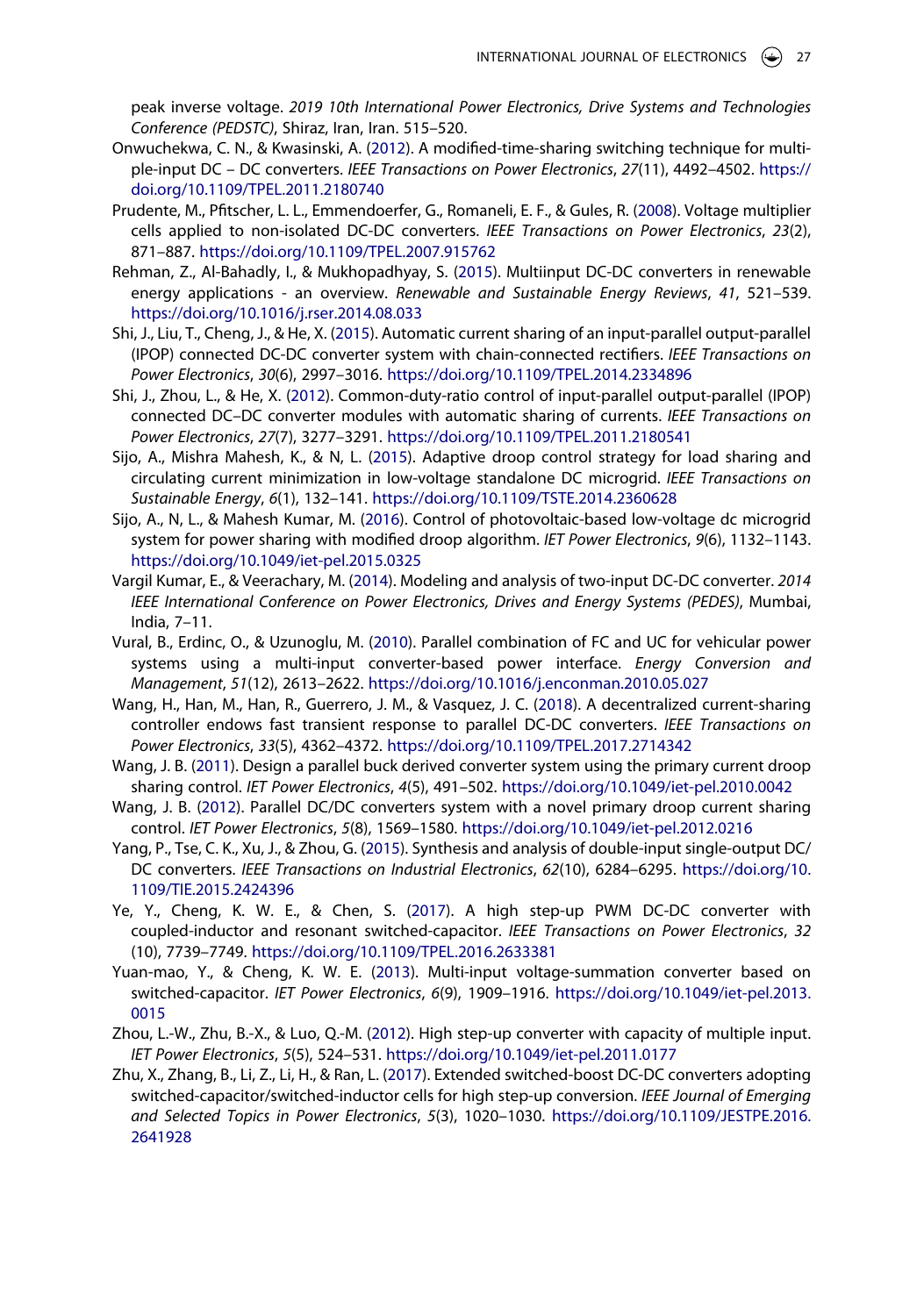peak inverse voltage. *2019 10th International Power Electronics, Drive Systems and Technologies Conference (PEDSTC)*, Shiraz, Iran, Iran. 515–520.

Onwuchekwa, C. N., & Kwasinski, A. (2012). A modified-time-sharing switching technique for multiple-input DC – DC converters. *IEEE Transactions on Power Electronics*, *27*(11), 4492–4502. https://doi.org/10.1109/TPEL.2011.2180740

Prudente, M., Pfitscher, L. L., Emmendoerfer, G., Romaneli, E. F., & Gules, R. (2008). Voltage multiplier cells applied to non-isolated DC-DC converters. *IEEE Transactions on Power Electronics*, *23*(2), 871–887. https://doi.org/10.1109/TPEL.2007.915762

Rehman, Z., Al-Bahadly, I., & Mukhopadhyay, S. (2015). Multiinput DC-DC converters in renewable energy applications - an overview. *Renewable and Sustainable Energy Reviews*, *41*, 521–539. https://doi.org/10.1016/j.rser.2014.08.033

Shi, J., Liu, T., Cheng, J., & He, X. (2015). Automatic current sharing of an input-parallel output-parallel (IPOP) connected DC-DC converter system with chain-connected rectifiers. *IEEE Transactions on Power Electronics*, *30*(6), 2997–3016. https://doi.org/10.1109/TPEL.2014.2334896

Shi, J., Zhou, L., & He, X. (2012). Common-duty-ratio control of input-parallel output-parallel (IPOP) connected DC–DC converter modules with automatic sharing of currents. *IEEE Transactions on Power Electronics*, *27*(7), 3277–3291. https://doi.org/10.1109/TPEL.2011.2180541

Sijo, A., Mishra Mahesh, K., & N, L. (2015). Adaptive droop control strategy for load sharing and circulating current minimization in low-voltage standalone DC microgrid. *IEEE Transactions on Sustainable Energy*, *6*(1), 132–141. https://doi.org/10.1109/TSTE.2014.2360628

Sijo, A., N, L., & Mahesh Kumar, M. (2016). Control of photovoltaic-based low-voltage dc microgrid system for power sharing with modified droop algorithm. *IET Power Electronics*, *9*(6), 1132–1143. https://doi.org/10.1049/iet-pel.2015.0325

Vargil Kumar, E., & Veerachary, M. (2014). Modeling and analysis of two-input DC-DC converter. *2014 IEEE International Conference on Power Electronics, Drives and Energy Systems (PEDES)*, Mumbai, India, 7–11.

Vural, B., Erdinc, O., & Uzunoglu, M. (2010). Parallel combination of FC and UC for vehicular power systems using a multi-input converter-based power interface. *Energy Conversion and Management*, *51*(12), 2613–2622. https://doi.org/10.1016/j.enconman.2010.05.027

Wang, H., Han, M., Han, R., Guerrero, J. M., & Vasquez, J. C. (2018). A decentralized current-sharing controller endows fast transient response to parallel DC-DC converters. *IEEE Transactions on Power Electronics*, *33*(5), 4362–4372. https://doi.org/10.1109/TPEL.2017.2714342

Wang, J. B. (2011). Design a parallel buck derived converter system using the primary current droop sharing control. *IET Power Electronics*, *4*(5), 491–502. https://doi.org/10.1049/iet-pel.2010.0042

Wang, J. B. (2012). Parallel DC/DC converters system with a novel primary droop current sharing control. *IET Power Electronics*, *5*(8), 1569–1580. https://doi.org/10.1049/iet-pel.2012.0216

Yang, P., Tse, C. K., Xu, J., & Zhou, G. (2015). Synthesis and analysis of double-input single-output DC/DC converters. *IEEE Transactions on Industrial Electronics*, *62*(10), 6284–6295. https://doi.org/10.1109/TIE.2015.2424396

Ye, Y., Cheng, K. W. E., & Chen, S. (2017). A high step-up PWM DC-DC converter with coupled-inductor and resonant switched-capacitor. *IEEE Transactions on Power Electronics*, *32*(10), 7739–7749. https://doi.org/10.1109/TPEL.2016.2633381

Yuan-mao, Y., & Cheng, K. W. E. (2013). Multi-input voltage-summation converter based on switched-capacitor. *IET Power Electronics*, *6*(9), 1909–1916. https://doi.org/10.1049/iet-pel.2013.0015

Zhou, L.-W., Zhu, B.-X., & Luo, Q.-M. (2012). High step-up converter with capacity of multiple input. *IET Power Electronics*, *5*(5), 524–531. https://doi.org/10.1049/iet-pel.2011.0177

Zhu, X., Zhang, B., Li, Z., Li, H., & Ran, L. (2017). Extended switched-boost DC-DC converters adopting switched-capacitor/switched-inductor cells for high step-up conversion. *IEEE Journal of Emerging and Selected Topics in Power Electronics*, *5*(3), 1020–1030. https://doi.org/10.1109/JESTPE.2016.2641928